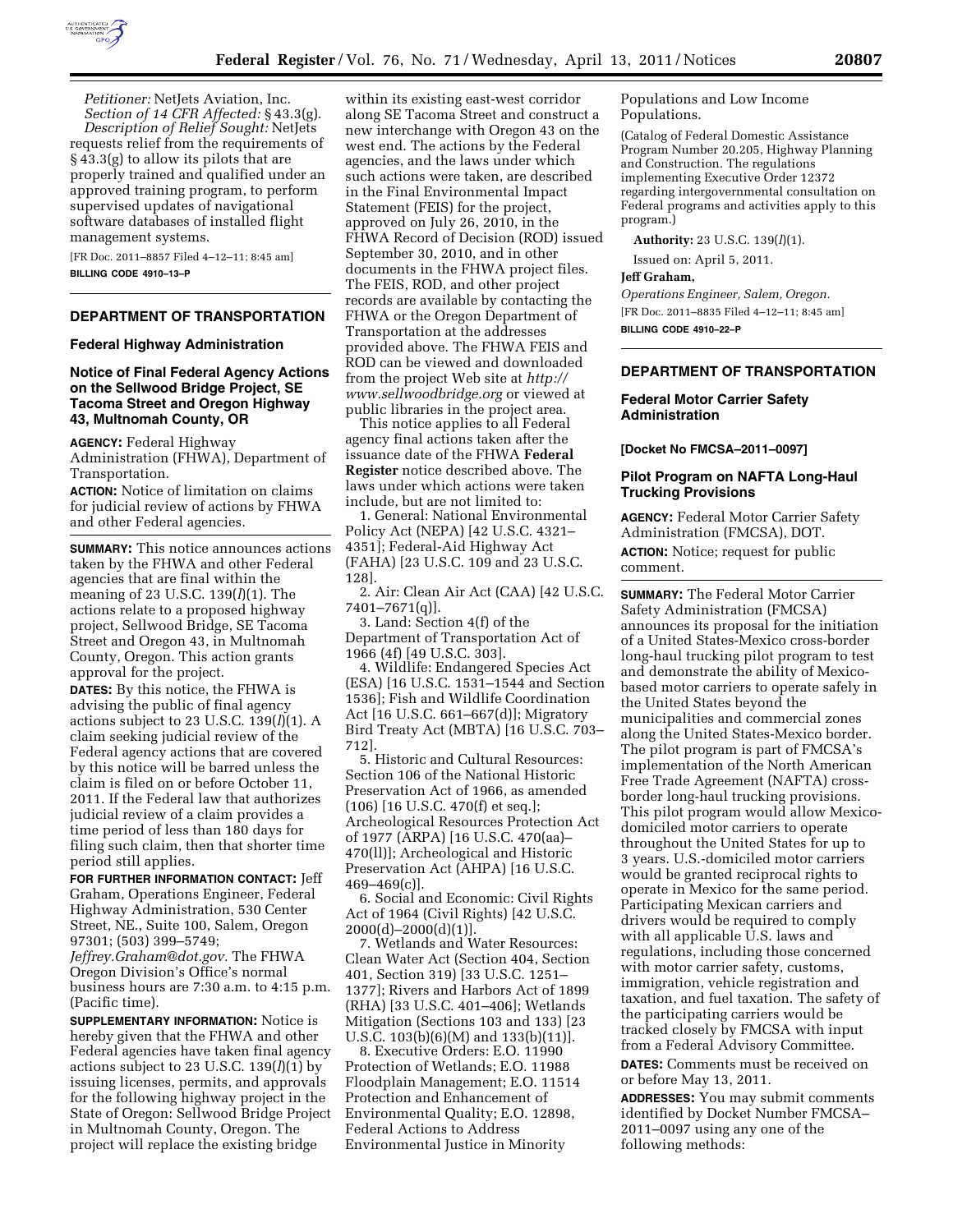*Petitioner:* NetJets Aviation, Inc.

*Section of 14 CFR Affected:* § 43.3(g).

*Description of Relief Sought:* NetJets requests relief from the requirements of § 43.3(g) to allow its pilots that are properly trained and qualified under an approved training program, to perform supervised updates of navigational software databases of installed flight management systems.

[FR Doc. 2011–8857 Filed 4–12–11; 8:45 am]

**BILLING CODE 4910–13–P**

## DEPARTMENT OF TRANSPORTATION

### Federal Highway Administration

### Notice of Final Federal Agency Actions on the Sellwood Bridge Project, SE Tacoma Street and Oregon Highway 43, Multnomah County, OR

**AGENCY:** Federal Highway Administration (FHWA), Department of Transportation.

**ACTION:** Notice of limitation on claims for judicial review of actions by FHWA and other Federal agencies.

**SUMMARY:** This notice announces actions taken by the FHWA and other Federal agencies that are final within the meaning of 23 U.S.C. 139(*l*)(1). The actions relate to a proposed highway project, Sellwood Bridge, SE Tacoma Street and Oregon 43, in Multnomah County, Oregon. This action grants approval for the project.

**DATES:** By this notice, the FHWA is advising the public of final agency actions subject to 23 U.S.C. 139(*l*)(1). A claim seeking judicial review of the Federal agency actions that are covered by this notice will be barred unless the claim is filed on or before October 11, 2011. If the Federal law that authorizes judicial review of a claim provides a time period of less than 180 days for filing such claim, then that shorter time period still applies.

**FOR FURTHER INFORMATION CONTACT:** Jeff Graham, Operations Engineer, Federal Highway Administration, 530 Center Street, NE., Suite 100, Salem, Oregon 97301; (503) 399–5749; *Jeffrey.Graham@dot.gov.* The FHWA Oregon Division's Office's normal business hours are 7:30 a.m. to 4:15 p.m. (Pacific time).

**SUPPLEMENTARY INFORMATION:** Notice is hereby given that the FHWA and other Federal agencies have taken final agency actions subject to 23 U.S.C. 139(*l*)(1) by issuing licenses, permits, and approvals for the following highway project in the State of Oregon: Sellwood Bridge Project in Multnomah County, Oregon. The project will replace the existing bridge within its existing east-west corridor along SE Tacoma Street and construct a new interchange with Oregon 43 on the west end. The actions by the Federal agencies, and the laws under which such actions were taken, are described in the Final Environmental Impact Statement (FEIS) for the project, approved on July 26, 2010, in the FHWA Record of Decision (ROD) issued September 30, 2010, and in other documents in the FHWA project files. The FEIS, ROD, and other project records are available by contacting the FHWA or the Oregon Department of Transportation at the addresses provided above. The FHWA FEIS and ROD can be viewed and downloaded from the project Web site at *http://www.sellwoodbridge.org* or viewed at public libraries in the project area.

This notice applies to all Federal agency final actions taken after the issuance date of the FHWA **Federal Register** notice described above. The laws under which actions were taken include, but are not limited to:

1. General: National Environmental Policy Act (NEPA) [42 U.S.C. 4321–4351]; Federal-Aid Highway Act (FAHA) [23 U.S.C. 109 and 23 U.S.C. 128].

2. Air: Clean Air Act (CAA) [42 U.S.C. 7401–7671(q)].

3. Land: Section 4(f) of the Department of Transportation Act of 1966 (4f) [49 U.S.C. 303].

4. Wildlife: Endangered Species Act (ESA) [16 U.S.C. 1531–1544 and Section 1536]; Fish and Wildlife Coordination Act [16 U.S.C. 661–667(d)]; Migratory Bird Treaty Act (MBTA) [16 U.S.C. 703–712].

5. Historic and Cultural Resources: Section 106 of the National Historic Preservation Act of 1966, as amended (106) [16 U.S.C. 470(f) et seq.]; Archeological Resources Protection Act of 1977 (ARPA) [16 U.S.C. 470(aa)–470(ll)]; Archeological and Historic Preservation Act (AHPA) [16 U.S.C. 469–469(c)].

6. Social and Economic: Civil Rights Act of 1964 (Civil Rights) [42 U.S.C. 2000(d)–2000(d)(1)].

7. Wetlands and Water Resources: Clean Water Act (Section 404, Section 401, Section 319) [33 U.S.C. 1251–1377]; Rivers and Harbors Act of 1899 (RHA) [33 U.S.C. 401–406]; Wetlands Mitigation (Sections 103 and 133) [23 U.S.C. 103(b)(6)(M) and 133(b)(11)].

8. Executive Orders: E.O. 11990 Protection of Wetlands; E.O. 11988 Floodplain Management; E.O. 11514 Protection and Enhancement of Environmental Quality; E.O. 12898, Federal Actions to Address Environmental Justice in Minority Populations and Low Income Populations.

(Catalog of Federal Domestic Assistance Program Number 20.205, Highway Planning and Construction. The regulations implementing Executive Order 12372 regarding intergovernmental consultation on Federal programs and activities apply to this program.)

**Authority:** 23 U.S.C. 139(*l*)(1).

Issued on: April 5, 2011.

**Jeff Graham,**

*Operations Engineer, Salem, Oregon.*

[FR Doc. 2011–8835 Filed 4–12–11; 8:45 am]

**BILLING CODE 4910–22–P**

## DEPARTMENT OF TRANSPORTATION

### Federal Motor Carrier Safety Administration

**[Docket No FMCSA–2011–0097]**

### Pilot Program on NAFTA Long-Haul Trucking Provisions

**AGENCY:** Federal Motor Carrier Safety Administration (FMCSA), DOT.

**ACTION:** Notice; request for public comment.

**SUMMARY:** The Federal Motor Carrier Safety Administration (FMCSA) announces its proposal for the initiation of a United States-Mexico cross-border long-haul trucking pilot program to test and demonstrate the ability of Mexico-based motor carriers to operate safely in the United States beyond the municipalities and commercial zones along the United States-Mexico border. The pilot program is part of FMCSA's implementation of the North American Free Trade Agreement (NAFTA) cross-border long-haul trucking provisions. This pilot program would allow Mexico-domiciled motor carriers to operate throughout the United States for up to 3 years. U.S.-domiciled motor carriers would be granted reciprocal rights to operate in Mexico for the same period. Participating Mexican carriers and drivers would be required to comply with all applicable U.S. laws and regulations, including those concerned with motor carrier safety, customs, immigration, vehicle registration and taxation, and fuel taxation. The safety of the participating carriers would be tracked closely by FMCSA with input from a Federal Advisory Committee.

**DATES:** Comments must be received on or before May 13, 2011.

**ADDRESSES:** You may submit comments identified by Docket Number FMCSA–2011–0097 using any one of the following methods: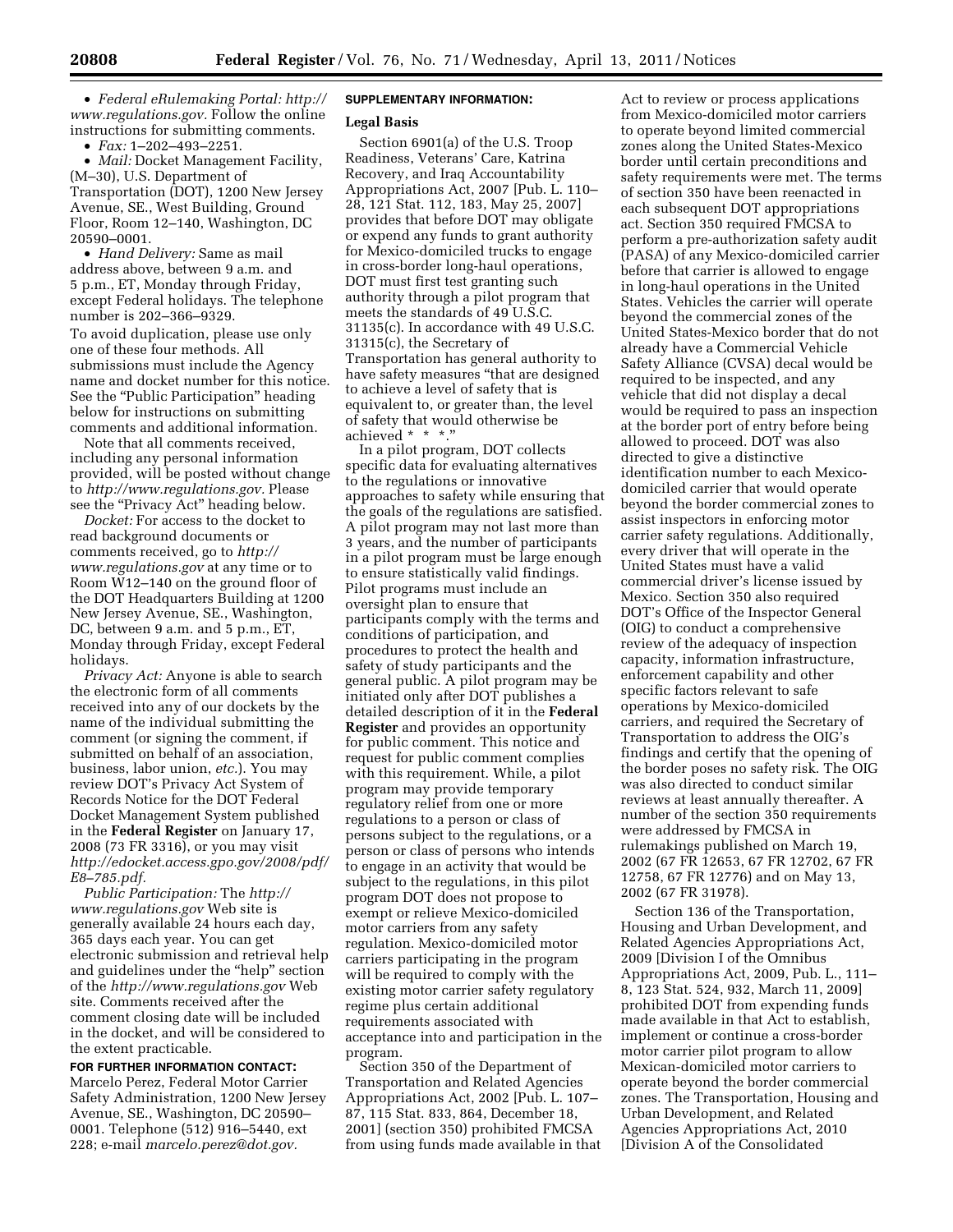• *Federal eRulemaking Portal: http://www.regulations.gov.* Follow the online instructions for submitting comments.

• *Fax:* 1–202–493–2251.

• *Mail:* Docket Management Facility, (M–30), U.S. Department of Transportation (DOT), 1200 New Jersey Avenue, SE., West Building, Ground Floor, Room 12–140, Washington, DC 20590–0001.

• *Hand Delivery:* Same as mail address above, between 9 a.m. and 5 p.m., ET, Monday through Friday, except Federal holidays. The telephone number is 202–366–9329.

To avoid duplication, please use only one of these four methods. All submissions must include the Agency name and docket number for this notice. See the "Public Participation" heading below for instructions on submitting comments and additional information.

Note that all comments received, including any personal information provided, will be posted without change to *http://www.regulations.gov.* Please see the "Privacy Act" heading below.

*Docket:* For access to the docket to read background documents or comments received, go to *http://www.regulations.gov* at any time or to Room W12–140 on the ground floor of the DOT Headquarters Building at 1200 New Jersey Avenue, SE., Washington, DC, between 9 a.m. and 5 p.m., ET, Monday through Friday, except Federal holidays.

*Privacy Act:* Anyone is able to search the electronic form of all comments received into any of our dockets by the name of the individual submitting the comment (or signing the comment, if submitted on behalf of an association, business, labor union, *etc.*). You may review DOT's Privacy Act System of Records Notice for the DOT Federal Docket Management System published in the **Federal Register** on January 17, 2008 (73 FR 3316), or you may visit *http://edocket.access.gpo.gov/2008/pdf/E8–785.pdf.*

*Public Participation:* The *http://www.regulations.gov* Web site is generally available 24 hours each day, 365 days each year. You can get electronic submission and retrieval help and guidelines under the "help" section of the *http://www.regulations.gov* Web site. Comments received after the comment closing date will be included in the docket, and will be considered to the extent practicable.

**FOR FURTHER INFORMATION CONTACT:** Marcelo Perez, Federal Motor Carrier Safety Administration, 1200 New Jersey Avenue, SE., Washington, DC 20590–0001. Telephone (512) 916–5440, ext 228; e-mail *marcelo.perez@dot.gov.*

**SUPPLEMENTARY INFORMATION:**

## Legal Basis

Section 6901(a) of the U.S. Troop Readiness, Veterans' Care, Katrina Recovery, and Iraq Accountability Appropriations Act, 2007 [Pub. L. 110–28, 121 Stat. 112, 183, May 25, 2007] provides that before DOT may obligate or expend any funds to grant authority for Mexico-domiciled trucks to engage in cross-border long-haul operations, DOT must first test granting such authority through a pilot program that meets the standards of 49 U.S.C. 31135(c). In accordance with 49 U.S.C. 31315(c), the Secretary of Transportation has general authority to have safety measures "that are designed to achieve a level of safety that is equivalent to, or greater than, the level of safety that would otherwise be achieved * * *."

In a pilot program, DOT collects specific data for evaluating alternatives to the regulations or innovative approaches to safety while ensuring that the goals of the regulations are satisfied. A pilot program may not last more than 3 years, and the number of participants in a pilot program must be large enough to ensure statistically valid findings. Pilot programs must include an oversight plan to ensure that participants comply with the terms and conditions of participation, and procedures to protect the health and safety of study participants and the general public. A pilot program may be initiated only after DOT publishes a detailed description of it in the **Federal Register** and provides an opportunity for public comment. This notice and request for public comment complies with this requirement. While, a pilot program may provide temporary regulatory relief from one or more regulations to a person or class of persons subject to the regulations, or a person or class of persons who intends to engage in an activity that would be subject to the regulations, in this pilot program DOT does not propose to exempt or relieve Mexico-domiciled motor carriers from any safety regulation. Mexico-domiciled motor carriers participating in the program will be required to comply with the existing motor carrier safety regulatory regime plus certain additional requirements associated with acceptance into and participation in the program.

Section 350 of the Department of Transportation and Related Agencies Appropriations Act, 2002 [Pub. L. 107–87, 115 Stat. 833, 864, December 18, 2001] (section 350) prohibited FMCSA from using funds made available in that Act to review or process applications from Mexico-domiciled motor carriers to operate beyond limited commercial zones along the United States-Mexico border until certain preconditions and safety requirements were met. The terms of section 350 have been reenacted in each subsequent DOT appropriations act. Section 350 required FMCSA to perform a pre-authorization safety audit (PASA) of any Mexico-domiciled carrier before that carrier is allowed to engage in long-haul operations in the United States. Vehicles the carrier will operate beyond the commercial zones of the United States-Mexico border that do not already have a Commercial Vehicle Safety Alliance (CVSA) decal would be required to be inspected, and any vehicle that did not display a decal would be required to pass an inspection at the border port of entry before being allowed to proceed. DOT was also directed to give a distinctive identification number to each Mexico-domiciled carrier that would operate beyond the border commercial zones to assist inspectors in enforcing motor carrier safety regulations. Additionally, every driver that will operate in the United States must have a valid commercial driver's license issued by Mexico. Section 350 also required DOT's Office of the Inspector General (OIG) to conduct a comprehensive review of the adequacy of inspection capacity, information infrastructure, enforcement capability and other specific factors relevant to safe operations by Mexico-domiciled carriers, and required the Secretary of Transportation to address the OIG's findings and certify that the opening of the border poses no safety risk. The OIG was also directed to conduct similar reviews at least annually thereafter. A number of the section 350 requirements were addressed by FMCSA in rulemakings published on March 19, 2002 (67 FR 12653, 67 FR 12702, 67 FR 12758, 67 FR 12776) and on May 13, 2002 (67 FR 31978).

Section 136 of the Transportation, Housing and Urban Development, and Related Agencies Appropriations Act, 2009 [Division I of the Omnibus Appropriations Act, 2009, Pub. L., 111–8, 123 Stat. 524, 932, March 11, 2009] prohibited DOT from expending funds made available in that Act to establish, implement or continue a cross-border motor carrier pilot program to allow Mexican-domiciled motor carriers to operate beyond the border commercial zones. The Transportation, Housing and Urban Development, and Related Agencies Appropriations Act, 2010 [Division A of the Consolidated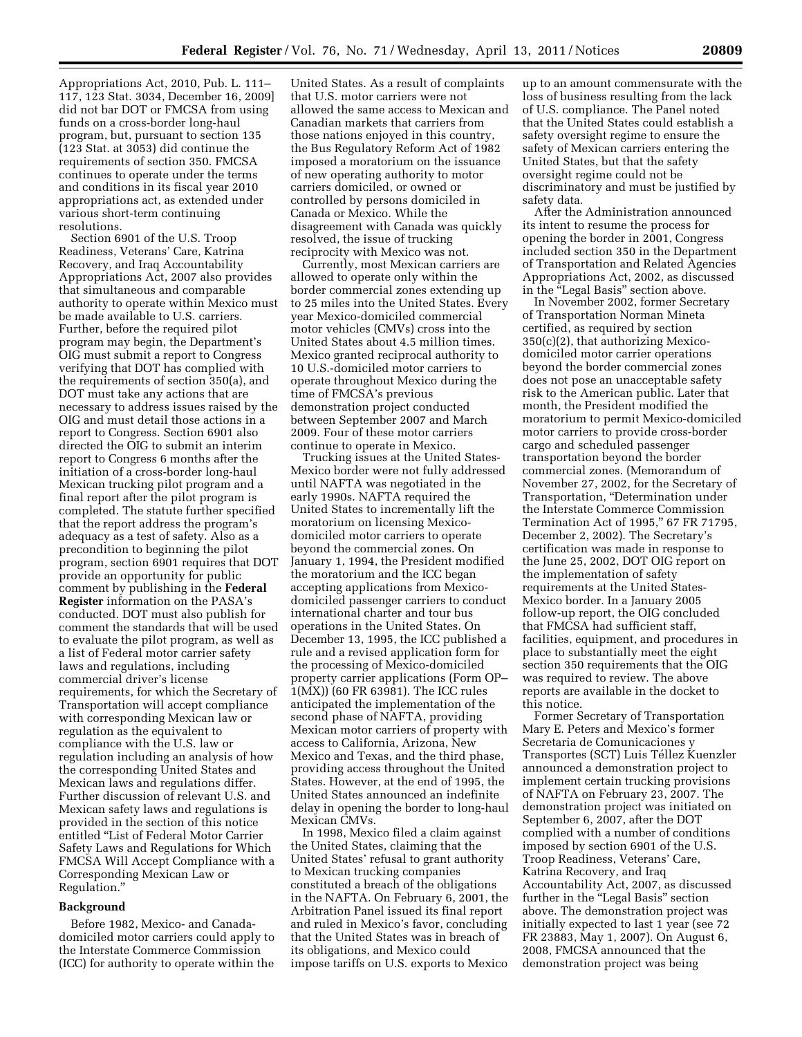Appropriations Act, 2010, Pub. L. 111–117, 123 Stat. 3034, December 16, 2009] did not bar DOT or FMCSA from using funds on a cross-border long-haul program, but, pursuant to section 135 (123 Stat. at 3053) did continue the requirements of section 350. FMCSA continues to operate under the terms and conditions in its fiscal year 2010 appropriations act, as extended under various short-term continuing resolutions.

Section 6901 of the U.S. Troop Readiness, Veterans' Care, Katrina Recovery, and Iraq Accountability Appropriations Act, 2007 also provides that simultaneous and comparable authority to operate within Mexico must be made available to U.S. carriers. Further, before the required pilot program may begin, the Department's OIG must submit a report to Congress verifying that DOT has complied with the requirements of section 350(a), and DOT must take any actions that are necessary to address issues raised by the OIG and must detail those actions in a report to Congress. Section 6901 also directed the OIG to submit an interim report to Congress 6 months after the initiation of a cross-border long-haul Mexican trucking pilot program and a final report after the pilot program is completed. The statute further specified that the report address the program's adequacy as a test of safety. Also as a precondition to beginning the pilot program, section 6901 requires that DOT provide an opportunity for public comment by publishing in the **Federal Register** information on the PASA's conducted. DOT must also publish for comment the standards that will be used to evaluate the pilot program, as well as a list of Federal motor carrier safety laws and regulations, including commercial driver's license requirements, for which the Secretary of Transportation will accept compliance with corresponding Mexican law or regulation as the equivalent to compliance with the U.S. law or regulation including an analysis of how the corresponding United States and Mexican laws and regulations differ. Further discussion of relevant U.S. and Mexican safety laws and regulations is provided in the section of this notice entitled "List of Federal Motor Carrier Safety Laws and Regulations for Which FMCSA Will Accept Compliance with a Corresponding Mexican Law or Regulation."

### Background

Before 1982, Mexico- and Canada-domiciled motor carriers could apply to the Interstate Commerce Commission (ICC) for authority to operate within the United States. As a result of complaints that U.S. motor carriers were not allowed the same access to Mexican and Canadian markets that carriers from those nations enjoyed in this country, the Bus Regulatory Reform Act of 1982 imposed a moratorium on the issuance of new operating authority to motor carriers domiciled, or owned or controlled by persons domiciled in Canada or Mexico. While the disagreement with Canada was quickly resolved, the issue of trucking reciprocity with Mexico was not.

Currently, most Mexican carriers are allowed to operate only within the border commercial zones extending up to 25 miles into the United States. Every year Mexico-domiciled commercial motor vehicles (CMVs) cross into the United States about 4.5 million times. Mexico granted reciprocal authority to 10 U.S.-domiciled motor carriers to operate throughout Mexico during the time of FMCSA's previous demonstration project conducted between September 2007 and March 2009. Four of these motor carriers continue to operate in Mexico.

Trucking issues at the United States-Mexico border were not fully addressed until NAFTA was negotiated in the early 1990s. NAFTA required the United States to incrementally lift the moratorium on licensing Mexico-domiciled motor carriers to operate beyond the commercial zones. On January 1, 1994, the President modified the moratorium and the ICC began accepting applications from Mexico-domiciled passenger carriers to conduct international charter and tour bus operations in the United States. On December 13, 1995, the ICC published a rule and a revised application form for the processing of Mexico-domiciled property carrier applications (Form OP–1(MX)) (60 FR 63981). The ICC rules anticipated the implementation of the second phase of NAFTA, providing Mexican motor carriers of property with access to California, Arizona, New Mexico and Texas, and the third phase, providing access throughout the United States. However, at the end of 1995, the United States announced an indefinite delay in opening the border to long-haul Mexican CMVs.

In 1998, Mexico filed a claim against the United States, claiming that the United States' refusal to grant authority to Mexican trucking companies constituted a breach of the obligations in the NAFTA. On February 6, 2001, the Arbitration Panel issued its final report and ruled in Mexico's favor, concluding that the United States was in breach of its obligations, and Mexico could impose tariffs on U.S. exports to Mexico up to an amount commensurate with the loss of business resulting from the lack of U.S. compliance. The Panel noted that the United States could establish a safety oversight regime to ensure the safety of Mexican carriers entering the United States, but that the safety oversight regime could not be discriminatory and must be justified by safety data.

After the Administration announced its intent to resume the process for opening the border in 2001, Congress included section 350 in the Department of Transportation and Related Agencies Appropriations Act, 2002, as discussed in the "Legal Basis" section above.

In November 2002, former Secretary of Transportation Norman Mineta certified, as required by section 350(c)(2), that authorizing Mexico-domiciled motor carrier operations beyond the border commercial zones does not pose an unacceptable safety risk to the American public. Later that month, the President modified the moratorium to permit Mexico-domiciled motor carriers to provide cross-border cargo and scheduled passenger transportation beyond the border commercial zones. (Memorandum of November 27, 2002, for the Secretary of Transportation, "Determination under the Interstate Commerce Commission Termination Act of 1995," 67 FR 71795, December 2, 2002). The Secretary's certification was made in response to the June 25, 2002, DOT OIG report on the implementation of safety requirements at the United States-Mexico border. In a January 2005 follow-up report, the OIG concluded that FMCSA had sufficient staff, facilities, equipment, and procedures in place to substantially meet the eight section 350 requirements that the OIG was required to review. The above reports are available in the docket to this notice.

Former Secretary of Transportation Mary E. Peters and Mexico's former Secretaria de Comunicaciones y Transportes (SCT) Luis Téllez Kuenzler announced a demonstration project to implement certain trucking provisions of NAFTA on February 23, 2007. The demonstration project was initiated on September 6, 2007, after the DOT complied with a number of conditions imposed by section 6901 of the U.S. Troop Readiness, Veterans' Care, Katrina Recovery, and Iraq Accountability Act, 2007, as discussed further in the "Legal Basis" section above. The demonstration project was initially expected to last 1 year (see 72 FR 23883, May 1, 2007). On August 6, 2008, FMCSA announced that the demonstration project was being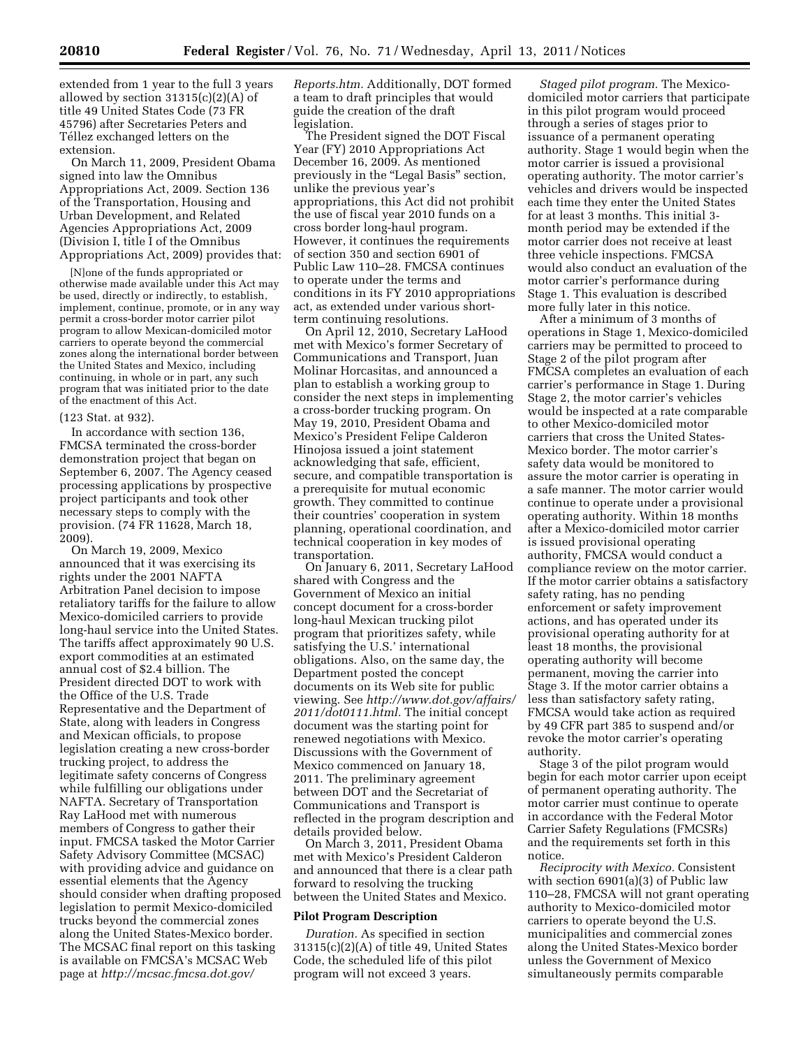extended from 1 year to the full 3 years allowed by section 31315(c)(2)(A) of title 49 United States Code (73 FR 45796) after Secretaries Peters and Téllez exchanged letters on the extension.

On March 11, 2009, President Obama signed into law the Omnibus Appropriations Act, 2009. Section 136 of the Transportation, Housing and Urban Development, and Related Agencies Appropriations Act, 2009 (Division I, title I of the Omnibus Appropriations Act, 2009) provides that:

> [N]one of the funds appropriated or otherwise made available under this Act may be used, directly or indirectly, to establish, implement, continue, promote, or in any way permit a cross-border motor carrier pilot program to allow Mexican-domiciled motor carriers to operate beyond the commercial zones along the international border between the United States and Mexico, including continuing, in whole or in part, any such program that was initiated prior to the date of the enactment of this Act.

(123 Stat. at 932).

In accordance with section 136, FMCSA terminated the cross-border demonstration project that began on September 6, 2007. The Agency ceased processing applications by prospective project participants and took other necessary steps to comply with the provision. (74 FR 11628, March 18, 2009).

On March 19, 2009, Mexico announced that it was exercising its rights under the 2001 NAFTA Arbitration Panel decision to impose retaliatory tariffs for the failure to allow Mexico-domiciled carriers to provide long-haul service into the United States. The tariffs affect approximately 90 U.S. export commodities at an estimated annual cost of $2.4 billion. The President directed DOT to work with the Office of the U.S. Trade Representative and the Department of State, along with leaders in Congress and Mexican officials, to propose legislation creating a new cross-border trucking project, to address the legitimate safety concerns of Congress while fulfilling our obligations under NAFTA. Secretary of Transportation Ray LaHood met with numerous members of Congress to gather their input. FMCSA tasked the Motor Carrier Safety Advisory Committee (MCSAC) with providing advice and guidance on essential elements that the Agency should consider when drafting proposed legislation to permit Mexico-domiciled trucks beyond the commercial zones along the United States-Mexico border. The MCSAC final report on this tasking is available on FMCSA's MCSAC Web page at *http://mcsac.fmcsa.dot.gov/Reports.htm.* Additionally, DOT formed a team to draft principles that would guide the creation of the draft legislation.

The President signed the DOT Fiscal Year (FY) 2010 Appropriations Act December 16, 2009. As mentioned previously in the "Legal Basis" section, unlike the previous year's appropriations, this Act did not prohibit the use of fiscal year 2010 funds on a cross border long-haul program. However, it continues the requirements of section 350 and section 6901 of Public Law 110–28. FMCSA continues to operate under the terms and conditions in its FY 2010 appropriations act, as extended under various short-term continuing resolutions.

On April 12, 2010, Secretary LaHood met with Mexico's former Secretary of Communications and Transport, Juan Molinar Horcasitas, and announced a plan to establish a working group to consider the next steps in implementing a cross-border trucking program. On May 19, 2010, President Obama and Mexico's President Felipe Calderon Hinojosa issued a joint statement acknowledging that safe, efficient, secure, and compatible transportation is a prerequisite for mutual economic growth. They committed to continue their countries' cooperation in system planning, operational coordination, and technical cooperation in key modes of transportation.

On January 6, 2011, Secretary LaHood shared with Congress and the Government of Mexico an initial concept document for a cross-border long-haul Mexican trucking pilot program that prioritizes safety, while satisfying the U.S.' international obligations. Also, on the same day, the Department posted the concept documents on its Web site for public viewing. See *http://www.dot.gov/affairs/2011/dot0111.html.* The initial concept document was the starting point for renewed negotiations with Mexico. Discussions with the Government of Mexico commenced on January 18, 2011. The preliminary agreement between DOT and the Secretariat of Communications and Transport is reflected in the program description and details provided below.

On March 3, 2011, President Obama met with Mexico's President Calderon and announced that there is a clear path forward to resolving the trucking between the United States and Mexico.

## Pilot Program Description

*Duration.* As specified in section 31315(c)(2)(A) of title 49, United States Code, the scheduled life of this pilot program will not exceed 3 years.

*Staged pilot program.* The Mexico-domiciled motor carriers that participate in this pilot program would proceed through a series of stages prior to issuance of a permanent operating authority. Stage 1 would begin when the motor carrier is issued a provisional operating authority. The motor carrier's vehicles and drivers would be inspected each time they enter the United States for at least 3 months. This initial 3-month period may be extended if the motor carrier does not receive at least three vehicle inspections. FMCSA would also conduct an evaluation of the motor carrier's performance during Stage 1. This evaluation is described more fully later in this notice.

After a minimum of 3 months of operations in Stage 1, Mexico-domiciled carriers may be permitted to proceed to Stage 2 of the pilot program after FMCSA completes an evaluation of each carrier's performance in Stage 1. During Stage 2, the motor carrier's vehicles would be inspected at a rate comparable to other Mexico-domiciled motor carriers that cross the United States-Mexico border. The motor carrier's safety data would be monitored to assure the motor carrier is operating in a safe manner. The motor carrier would continue to operate under a provisional operating authority. Within 18 months after a Mexico-domiciled motor carrier is issued provisional operating authority, FMCSA would conduct a compliance review on the motor carrier. If the motor carrier obtains a satisfactory safety rating, has no pending enforcement or safety improvement actions, and has operated under its provisional operating authority for at least 18 months, the provisional operating authority will become permanent, moving the carrier into Stage 3. If the motor carrier obtains a less than satisfactory safety rating, FMCSA would take action as required by 49 CFR part 385 to suspend and/or revoke the motor carrier's operating authority.

Stage 3 of the pilot program would begin for each motor carrier upon eceipt of permanent operating authority. The motor carrier must continue to operate in accordance with the Federal Motor Carrier Safety Regulations (FMCSRs) and the requirements set forth in this notice.

*Reciprocity with Mexico.* Consistent with section 6901(a)(3) of Public law 110–28, FMCSA will not grant operating authority to Mexico-domiciled motor carriers to operate beyond the U.S. municipalities and commercial zones along the United States-Mexico border unless the Government of Mexico simultaneously permits comparable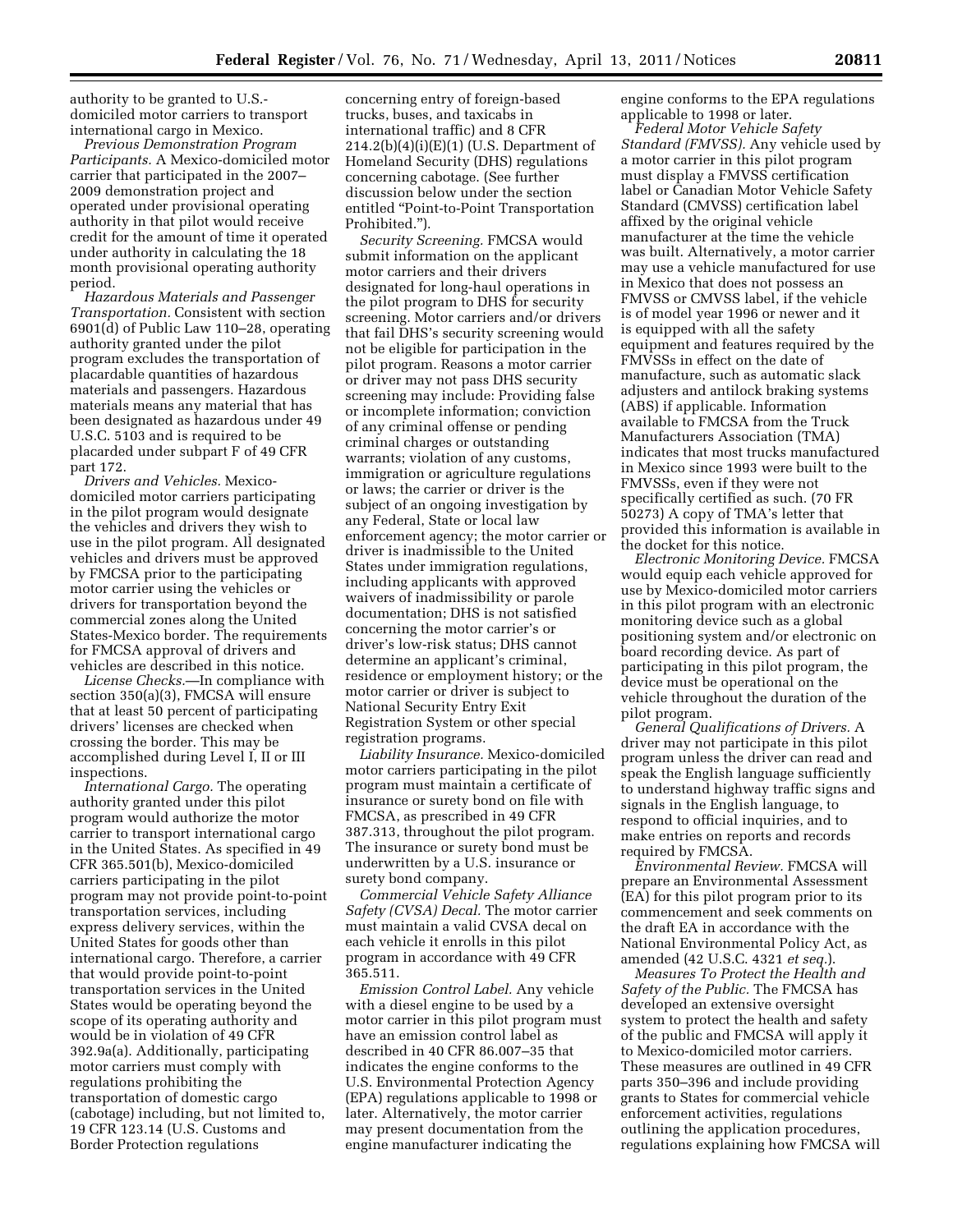authority to be granted to U.S.-domiciled motor carriers to transport international cargo in Mexico.

*Previous Demonstration Program Participants.* A Mexico-domiciled motor carrier that participated in the 2007–2009 demonstration project and operated under provisional operating authority in that pilot would receive credit for the amount of time it operated under authority in calculating the 18 month provisional operating authority period.

*Hazardous Materials and Passenger Transportation.* Consistent with section 6901(d) of Public Law 110–28, operating authority granted under the pilot program excludes the transportation of placardable quantities of hazardous materials and passengers. Hazardous materials means any material that has been designated as hazardous under 49 U.S.C. 5103 and is required to be placarded under subpart F of 49 CFR part 172.

*Drivers and Vehicles.* Mexico-domiciled motor carriers participating in the pilot program would designate the vehicles and drivers they wish to use in the pilot program. All designated vehicles and drivers must be approved by FMCSA prior to the participating motor carrier using the vehicles or drivers for transportation beyond the commercial zones along the United States-Mexico border. The requirements for FMCSA approval of drivers and vehicles are described in this notice.

*License Checks.*—In compliance with section 350(a)(3), FMCSA will ensure that at least 50 percent of participating drivers' licenses are checked when crossing the border. This may be accomplished during Level I, II or III inspections.

*International Cargo.* The operating authority granted under this pilot program would authorize the motor carrier to transport international cargo in the United States. As specified in 49 CFR 365.501(b), Mexico-domiciled carriers participating in the pilot program may not provide point-to-point transportation services, including express delivery services, within the United States for goods other than international cargo. Therefore, a carrier that would provide point-to-point transportation services in the United States would be operating beyond the scope of its operating authority and would be in violation of 49 CFR 392.9a(a). Additionally, participating motor carriers must comply with regulations prohibiting the transportation of domestic cargo (cabotage) including, but not limited to, 19 CFR 123.14 (U.S. Customs and Border Protection regulations concerning entry of foreign-based trucks, buses, and taxicabs in international traffic) and 8 CFR 214.2(b)(4)(i)(E)(1) (U.S. Department of Homeland Security (DHS) regulations concerning cabotage. (See further discussion below under the section entitled "Point-to-Point Transportation Prohibited.").

*Security Screening.* FMCSA would submit information on the applicant motor carriers and their drivers designated for long-haul operations in the pilot program to DHS for security screening. Motor carriers and/or drivers that fail DHS's security screening would not be eligible for participation in the pilot program. Reasons a motor carrier or driver may not pass DHS security screening may include: Providing false or incomplete information; conviction of any criminal offense or pending criminal charges or outstanding warrants; violation of any customs, immigration or agriculture regulations or laws; the carrier or driver is the subject of an ongoing investigation by any Federal, State or local law enforcement agency; the motor carrier or driver is inadmissible to the United States under immigration regulations, including applicants with approved waivers of inadmissibility or parole documentation; DHS is not satisfied concerning the motor carrier's or driver's low-risk status; DHS cannot determine an applicant's criminal, residence or employment history; or the motor carrier or driver is subject to National Security Entry Exit Registration System or other special registration programs.

*Liability Insurance.* Mexico-domiciled motor carriers participating in the pilot program must maintain a certificate of insurance or surety bond on file with FMCSA, as prescribed in 49 CFR 387.313, throughout the pilot program. The insurance or surety bond must be underwritten by a U.S. insurance or surety bond company.

*Commercial Vehicle Safety Alliance Safety (CVSA) Decal.* The motor carrier must maintain a valid CVSA decal on each vehicle it enrolls in this pilot program in accordance with 49 CFR 365.511.

*Emission Control Label.* Any vehicle with a diesel engine to be used by a motor carrier in this pilot program must have an emission control label as described in 40 CFR 86.007–35 that indicates the engine conforms to the U.S. Environmental Protection Agency (EPA) regulations applicable to 1998 or later. Alternatively, the motor carrier may present documentation from the engine manufacturer indicating the engine conforms to the EPA regulations applicable to 1998 or later.

*Federal Motor Vehicle Safety Standard (FMVSS).* Any vehicle used by a motor carrier in this pilot program must display a FMVSS certification label or Canadian Motor Vehicle Safety Standard (CMVSS) certification label affixed by the original vehicle manufacturer at the time the vehicle was built. Alternatively, a motor carrier may use a vehicle manufactured for use in Mexico that does not possess an FMVSS or CMVSS label, if the vehicle is of model year 1996 or newer and it is equipped with all the safety equipment and features required by the FMVSSs in effect on the date of manufacture, such as automatic slack adjusters and antilock braking systems (ABS) if applicable. Information available to FMCSA from the Truck Manufacturers Association (TMA) indicates that most trucks manufactured in Mexico since 1993 were built to the FMVSSs, even if they were not specifically certified as such. (70 FR 50273) A copy of TMA's letter that provided this information is available in the docket for this notice.

*Electronic Monitoring Device.* FMCSA would equip each vehicle approved for use by Mexico-domiciled motor carriers in this pilot program with an electronic monitoring device such as a global positioning system and/or electronic on board recording device. As part of participating in this pilot program, the device must be operational on the vehicle throughout the duration of the pilot program.

*General Qualifications of Drivers.* A driver may not participate in this pilot program unless the driver can read and speak the English language sufficiently to understand highway traffic signs and signals in the English language, to respond to official inquiries, and to make entries on reports and records required by FMCSA.

*Environmental Review.* FMCSA will prepare an Environmental Assessment (EA) for this pilot program prior to its commencement and seek comments on the draft EA in accordance with the National Environmental Policy Act, as amended (42 U.S.C. 4321 *et seq.*).

*Measures To Protect the Health and Safety of the Public.* The FMCSA has developed an extensive oversight system to protect the health and safety of the public and FMCSA will apply it to Mexico-domiciled motor carriers. These measures are outlined in 49 CFR parts 350–396 and include providing grants to States for commercial vehicle enforcement activities, regulations outlining the application procedures, regulations explaining how FMCSA will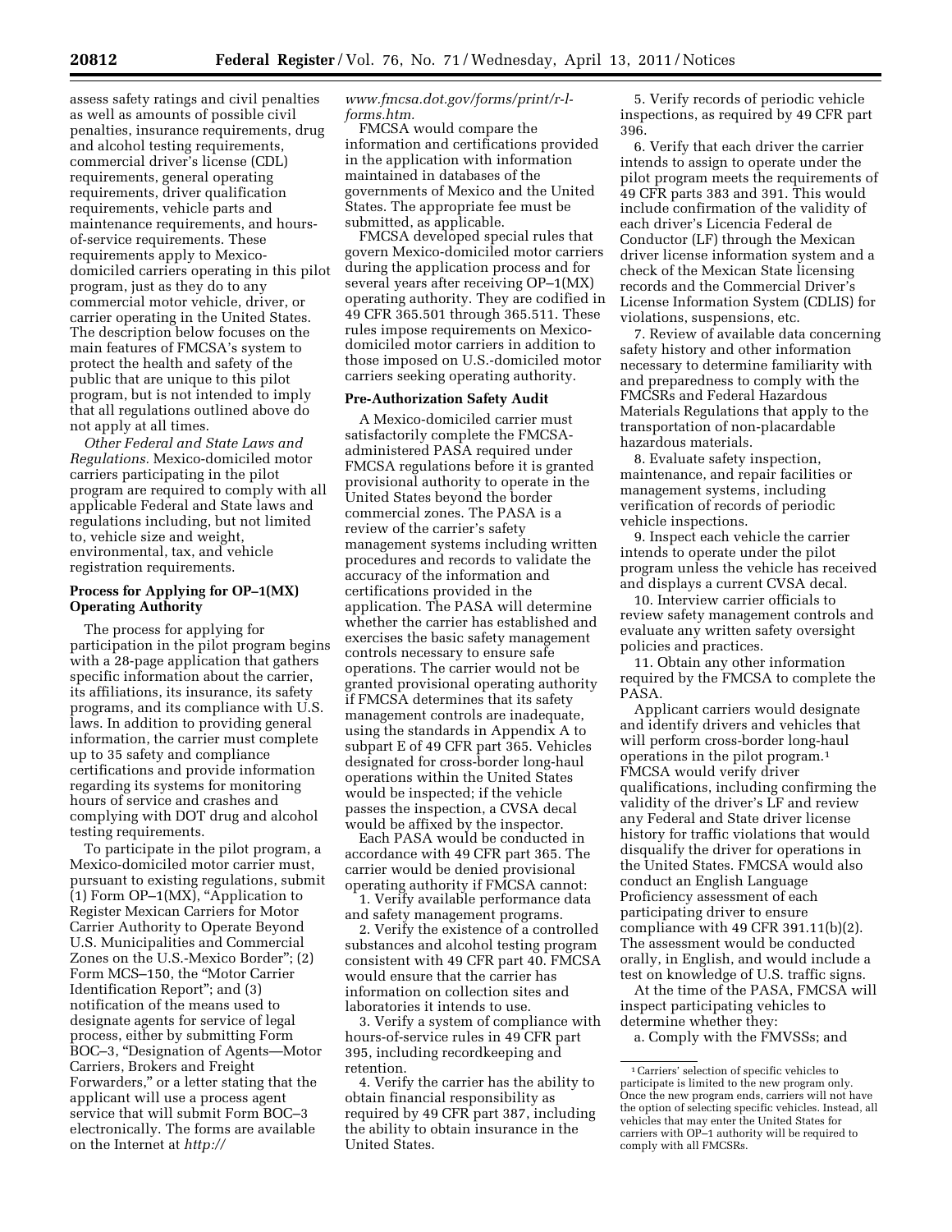assess safety ratings and civil penalties as well as amounts of possible civil penalties, insurance requirements, drug and alcohol testing requirements, commercial driver's license (CDL) requirements, general operating requirements, driver qualification requirements, vehicle parts and maintenance requirements, and hours-of-service requirements. These requirements apply to Mexico-domiciled carriers operating in this pilot program, just as they do to any commercial motor vehicle, driver, or carrier operating in the United States. The description below focuses on the main features of FMCSA's system to protect the health and safety of the public that are unique to this pilot program, but is not intended to imply that all regulations outlined above do not apply at all times.

*Other Federal and State Laws and Regulations.* Mexico-domiciled motor carriers participating in the pilot program are required to comply with all applicable Federal and State laws and regulations including, but not limited to, vehicle size and weight, environmental, tax, and vehicle registration requirements.

**Process for Applying for OP–1(MX) Operating Authority**

The process for applying for participation in the pilot program begins with a 28-page application that gathers specific information about the carrier, its affiliations, its insurance, its safety programs, and its compliance with U.S. laws. In addition to providing general information, the carrier must complete up to 35 safety and compliance certifications and provide information regarding its systems for monitoring hours of service and crashes and complying with DOT drug and alcohol testing requirements.

To participate in the pilot program, a Mexico-domiciled motor carrier must, pursuant to existing regulations, submit (1) Form OP–1(MX), "Application to Register Mexican Carriers for Motor Carrier Authority to Operate Beyond U.S. Municipalities and Commercial Zones on the U.S.-Mexico Border"; (2) Form MCS–150, the "Motor Carrier Identification Report"; and (3) notification of the means used to designate agents for service of legal process, either by submitting Form BOC–3, "Designation of Agents—Motor Carriers, Brokers and Freight Forwarders," or a letter stating that the applicant will use a process agent service that will submit Form BOC–3 electronically. The forms are available on the Internet at *http://www.fmcsa.dot.gov/forms/print/r-l-forms.htm.*

FMCSA would compare the information and certifications provided in the application with information maintained in databases of the governments of Mexico and the United States. The appropriate fee must be submitted, as applicable.

FMCSA developed special rules that govern Mexico-domiciled motor carriers during the application process and for several years after receiving OP–1(MX) operating authority. They are codified in 49 CFR 365.501 through 365.511. These rules impose requirements on Mexico-domiciled motor carriers in addition to those imposed on U.S.-domiciled motor carriers seeking operating authority.

**Pre-Authorization Safety Audit**

A Mexico-domiciled carrier must satisfactorily complete the FMCSA-administered PASA required under FMCSA regulations before it is granted provisional authority to operate in the United States beyond the border commercial zones. The PASA is a review of the carrier's safety management systems including written procedures and records to validate the accuracy of the information and certifications provided in the application. The PASA will determine whether the carrier has established and exercises the basic safety management controls necessary to ensure safe operations. The carrier would not be granted provisional operating authority if FMCSA determines that its safety management controls are inadequate, using the standards in Appendix A to subpart E of 49 CFR part 365. Vehicles designated for cross-border long-haul operations within the United States would be inspected; if the vehicle passes the inspection, a CVSA decal would be affixed by the inspector.

Each PASA would be conducted in accordance with 49 CFR part 365. The carrier would be denied provisional operating authority if FMCSA cannot:

1. Verify available performance data and safety management programs.

2. Verify the existence of a controlled substances and alcohol testing program consistent with 49 CFR part 40. FMCSA would ensure that the carrier has information on collection sites and laboratories it intends to use.

3. Verify a system of compliance with hours-of-service rules in 49 CFR part 395, including recordkeeping and retention.

4. Verify the carrier has the ability to obtain financial responsibility as required by 49 CFR part 387, including the ability to obtain insurance in the United States.

5. Verify records of periodic vehicle inspections, as required by 49 CFR part 396.

6. Verify that each driver the carrier intends to assign to operate under the pilot program meets the requirements of 49 CFR parts 383 and 391. This would include confirmation of the validity of each driver's Licencia Federal de Conductor (LF) through the Mexican driver license information system and a check of the Mexican State licensing records and the Commercial Driver's License Information System (CDLIS) for violations, suspensions, etc.

7. Review of available data concerning safety history and other information necessary to determine familiarity with and preparedness to comply with the FMCSRs and Federal Hazardous Materials Regulations that apply to the transportation of non-placardable hazardous materials.

8. Evaluate safety inspection, maintenance, and repair facilities or management systems, including verification of records of periodic vehicle inspections.

9. Inspect each vehicle the carrier intends to operate under the pilot program unless the vehicle has received and displays a current CVSA decal.

10. Interview carrier officials to review safety management controls and evaluate any written safety oversight policies and practices.

11. Obtain any other information required by the FMCSA to complete the PASA.

Applicant carriers would designate and identify drivers and vehicles that will perform cross-border long-haul operations in the pilot program.[1] FMCSA would verify driver qualifications, including confirming the validity of the driver's LF and review any Federal and State driver license history for traffic violations that would disqualify the driver for operations in the United States. FMCSA would also conduct an English Language Proficiency assessment of each participating driver to ensure compliance with 49 CFR 391.11(b)(2). The assessment would be conducted orally, in English, and would include a test on knowledge of U.S. traffic signs.

At the time of the PASA, FMCSA will inspect participating vehicles to determine whether they:

a. Comply with the FMVSSs; and

[1] Carriers' selection of specific vehicles to participate is limited to the new program only. Once the new program ends, carriers will not have the option of selecting specific vehicles. Instead, all vehicles that may enter the United States for carriers with OP–1 authority will be required to comply with all FMCSRs.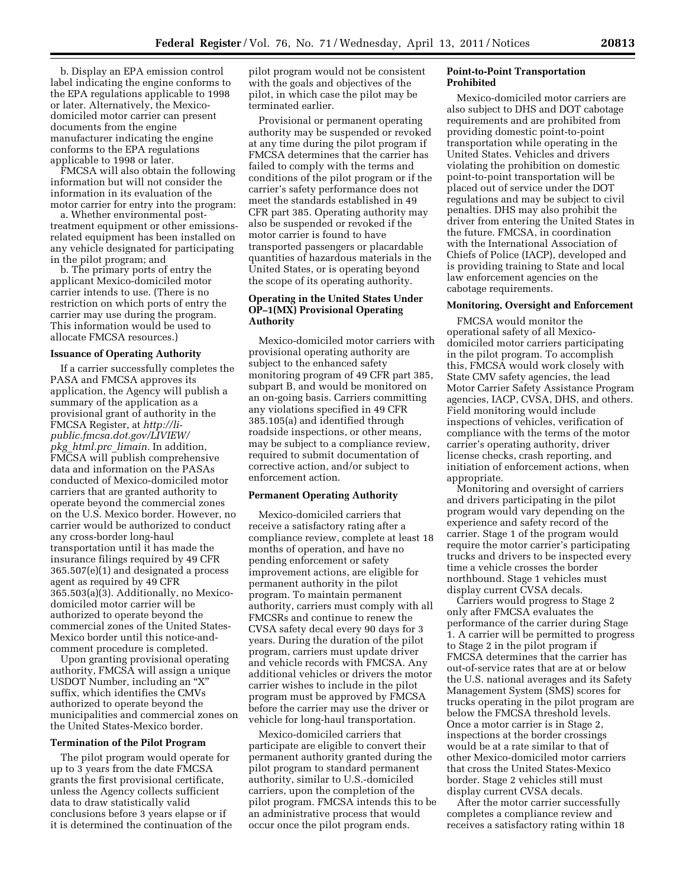b. Display an EPA emission control label indicating the engine conforms to the EPA regulations applicable to 1998 or later. Alternatively, the Mexico-domiciled motor carrier can present documents from the engine manufacturer indicating the engine conforms to the EPA regulations applicable to 1998 or later.

FMCSA will also obtain the following information but will not consider the information in its evaluation of the motor carrier for entry into the program:

a. Whether environmental post-treatment equipment or other emissions-related equipment has been installed on any vehicle designated for participating in the pilot program; and

b. The primary ports of entry the applicant Mexico-domiciled motor carrier intends to use. (There is no restriction on which ports of entry the carrier may use during the program. This information would be used to allocate FMCSA resources.)

**Issuance of Operating Authority**

If a carrier successfully completes the PASA and FMCSA approves its application, the Agency will publish a summary of the application as a provisional grant of authority in the FMCSA Register, at *http://li-public.fmcsa.dot.gov/LIVIEW/pkg_html.prc_limain.* In addition, FMCSA will publish comprehensive data and information on the PASAs conducted of Mexico-domiciled motor carriers that are granted authority to operate beyond the commercial zones on the U.S. Mexico border. However, no carrier would be authorized to conduct any cross-border long-haul transportation until it has made the insurance filings required by 49 CFR 365.507(e)(1) and designated a process agent as required by 49 CFR 365.503(a)(3). Additionally, no Mexico-domiciled motor carrier will be authorized to operate beyond the commercial zones of the United States-Mexico border until this notice-and-comment procedure is completed.

Upon granting provisional operating authority, FMCSA will assign a unique USDOT Number, including an "X" suffix, which identifies the CMVs authorized to operate beyond the municipalities and commercial zones on the United States-Mexico border.

**Termination of the Pilot Program**

The pilot program would operate for up to 3 years from the date FMCSA grants the first provisional certificate, unless the Agency collects sufficient data to draw statistically valid conclusions before 3 years elapse or if it is determined the continuation of the pilot program would not be consistent with the goals and objectives of the pilot, in which case the pilot may be terminated earlier.

Provisional or permanent operating authority may be suspended or revoked at any time during the pilot program if FMCSA determines that the carrier has failed to comply with the terms and conditions of the pilot program or if the carrier's safety performance does not meet the standards established in 49 CFR part 385. Operating authority may also be suspended or revoked if the motor carrier is found to have transported passengers or placardable quantities of hazardous materials in the United States, or is operating beyond the scope of its operating authority.

**Operating in the United States Under OP–1(MX) Provisional Operating Authority**

Mexico-domiciled motor carriers with provisional operating authority are subject to the enhanced safety monitoring program of 49 CFR part 385, subpart B, and would be monitored on an on-going basis. Carriers committing any violations specified in 49 CFR 385.105(a) and identified through roadside inspections, or other means, may be subject to a compliance review, required to submit documentation of corrective action, and/or subject to enforcement action.

**Permanent Operating Authority**

Mexico-domiciled carriers that receive a satisfactory rating after a compliance review, complete at least 18 months of operation, and have no pending enforcement or safety improvement actions, are eligible for permanent authority in the pilot program. To maintain permanent authority, carriers must comply with all FMCSRs and continue to renew the CVSA safety decal every 90 days for 3 years. During the duration of the pilot program, carriers must update driver and vehicle records with FMCSA. Any additional vehicles or drivers the motor carrier wishes to include in the pilot program must be approved by FMCSA before the carrier may use the driver or vehicle for long-haul transportation.

Mexico-domiciled carriers that participate are eligible to convert their permanent authority granted during the pilot program to standard permanent authority, similar to U.S.-domiciled carriers, upon the completion of the pilot program. FMCSA intends this to be an administrative process that would occur once the pilot program ends.

**Point-to-Point Transportation Prohibited**

Mexico-domiciled motor carriers are also subject to DHS and DOT cabotage requirements and are prohibited from providing domestic point-to-point transportation while operating in the United States. Vehicles and drivers violating the prohibition on domestic point-to-point transportation will be placed out of service under the DOT regulations and may be subject to civil penalties. DHS may also prohibit the driver from entering the United States in the future. FMCSA, in coordination with the International Association of Chiefs of Police (IACP), developed and is providing training to State and local law enforcement agencies on the cabotage requirements.

**Monitoring, Oversight and Enforcement**

FMCSA would monitor the operational safety of all Mexico-domiciled motor carriers participating in the pilot program. To accomplish this, FMCSA would work closely with State CMV safety agencies, the lead Motor Carrier Safety Assistance Program agencies, IACP, CVSA, DHS, and others. Field monitoring would include inspections of vehicles, verification of compliance with the terms of the motor carrier's operating authority, driver license checks, crash reporting, and initiation of enforcement actions, when appropriate.

Monitoring and oversight of carriers and drivers participating in the pilot program would vary depending on the experience and safety record of the carrier. Stage 1 of the program would require the motor carrier's participating trucks and drivers to be inspected every time a vehicle crosses the border northbound. Stage 1 vehicles must display current CVSA decals.

Carriers would progress to Stage 2 only after FMCSA evaluates the performance of the carrier during Stage 1. A carrier will be permitted to progress to Stage 2 in the pilot program if FMCSA determines that the carrier has out-of-service rates that are at or below the U.S. national averages and its Safety Management System (SMS) scores for trucks operating in the pilot program are below the FMCSA threshold levels. Once a motor carrier is in Stage 2, inspections at the border crossings would be at a rate similar to that of other Mexico-domiciled motor carriers that cross the United States-Mexico border. Stage 2 vehicles still must display current CVSA decals.

After the motor carrier successfully completes a compliance review and receives a satisfactory rating within 18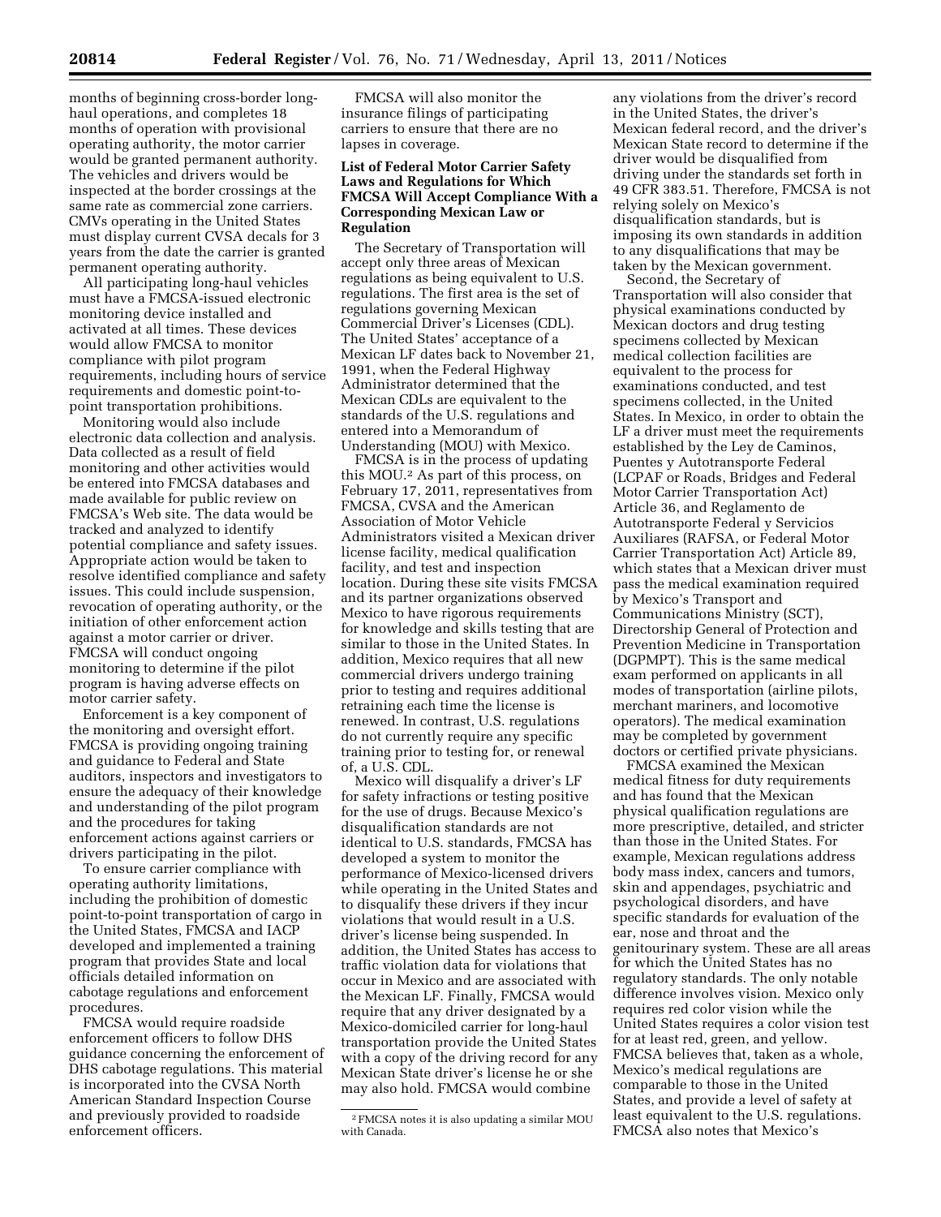months of beginning cross-border long-haul operations, and completes 18 months of operation with provisional operating authority, the motor carrier would be granted permanent authority. The vehicles and drivers would be inspected at the border crossings at the same rate as commercial zone carriers. CMVs operating in the United States must display current CVSA decals for 3 years from the date the carrier is granted permanent operating authority.

All participating long-haul vehicles must have a FMCSA-issued electronic monitoring device installed and activated at all times. These devices would allow FMCSA to monitor compliance with pilot program requirements, including hours of service requirements and domestic point-to-point transportation prohibitions.

Monitoring would also include electronic data collection and analysis. Data collected as a result of field monitoring and other activities would be entered into FMCSA databases and made available for public review on FMCSA's Web site. The data would be tracked and analyzed to identify potential compliance and safety issues. Appropriate action would be taken to resolve identified compliance and safety issues. This could include suspension, revocation of operating authority, or the initiation of other enforcement action against a motor carrier or driver. FMCSA will conduct ongoing monitoring to determine if the pilot program is having adverse effects on motor carrier safety.

Enforcement is a key component of the monitoring and oversight effort. FMCSA is providing ongoing training and guidance to Federal and State auditors, inspectors and investigators to ensure the adequacy of their knowledge and understanding of the pilot program and the procedures for taking enforcement actions against carriers or drivers participating in the pilot.

To ensure carrier compliance with operating authority limitations, including the prohibition of domestic point-to-point transportation of cargo in the United States, FMCSA and IACP developed and implemented a training program that provides State and local officials detailed information on cabotage regulations and enforcement procedures.

FMCSA would require roadside enforcement officers to follow DHS guidance concerning the enforcement of DHS cabotage regulations. This material is incorporated into the CVSA North American Standard Inspection Course and previously provided to roadside enforcement officers.

FMCSA will also monitor the insurance filings of participating carriers to ensure that there are no lapses in coverage.

## List of Federal Motor Carrier Safety Laws and Regulations for Which FMCSA Will Accept Compliance With a Corresponding Mexican Law or Regulation

The Secretary of Transportation will accept only three areas of Mexican regulations as being equivalent to U.S. regulations. The first area is the set of regulations governing Mexican Commercial Driver's Licenses (CDL). The United States' acceptance of a Mexican LF dates back to November 21, 1991, when the Federal Highway Administrator determined that the Mexican CDLs are equivalent to the standards of the U.S. regulations and entered into a Memorandum of Understanding (MOU) with Mexico.

FMCSA is in the process of updating this MOU.[2] As part of this process, on February 17, 2011, representatives from FMCSA, CVSA and the American Association of Motor Vehicle Administrators visited a Mexican driver license facility, medical qualification facility, and test and inspection location. During these site visits FMCSA and its partner organizations observed Mexico to have rigorous requirements for knowledge and skills testing that are similar to those in the United States. In addition, Mexico requires that all new commercial drivers undergo training prior to testing and requires additional retraining each time the license is renewed. In contrast, U.S. regulations do not currently require any specific training prior to testing for, or renewal of, a U.S. CDL.

Mexico will disqualify a driver's LF for safety infractions or testing positive for the use of drugs. Because Mexico's disqualification standards are not identical to U.S. standards, FMCSA has developed a system to monitor the performance of Mexico-licensed drivers while operating in the United States and to disqualify these drivers if they incur violations that would result in a U.S. driver's license being suspended. In addition, the United States has access to traffic violation data for violations that occur in Mexico and are associated with the Mexican LF. Finally, FMCSA would require that any driver designated by a Mexico-domiciled carrier for long-haul transportation provide the United States with a copy of the driving record for any Mexican State driver's license he or she may also hold. FMCSA would combine any violations from the driver's record in the United States, the driver's Mexican federal record, and the driver's Mexican State record to determine if the driver would be disqualified from driving under the standards set forth in 49 CFR 383.51. Therefore, FMCSA is not relying solely on Mexico's disqualification standards, but is imposing its own standards in addition to any disqualifications that may be taken by the Mexican government.

Second, the Secretary of Transportation will also consider that physical examinations conducted by Mexican doctors and drug testing specimens collected by Mexican medical collection facilities are equivalent to the process for examinations conducted, and test specimens collected, in the United States. In Mexico, in order to obtain the LF a driver must meet the requirements established by the Ley de Caminos, Puentes y Autotransporte Federal (LCPAF or Roads, Bridges and Federal Motor Carrier Transportation Act) Article 36, and Reglamento de Autotransporte Federal y Servicios Auxiliares (RAFSA, or Federal Motor Carrier Transportation Act) Article 89, which states that a Mexican driver must pass the medical examination required by Mexico's Transport and Communications Ministry (SCT), Directorship General of Protection and Prevention Medicine in Transportation (DGPMPT). This is the same medical exam performed on applicants in all modes of transportation (airline pilots, merchant mariners, and locomotive operators). The medical examination may be completed by government doctors or certified private physicians.

FMCSA examined the Mexican medical fitness for duty requirements and has found that the Mexican physical qualification regulations are more prescriptive, detailed, and stricter than those in the United States. For example, Mexican regulations address body mass index, cancers and tumors, skin and appendages, psychiatric and psychological disorders, and have specific standards for evaluation of the ear, nose and throat and the genitourinary system. These are all areas for which the United States has no regulatory standards. The only notable difference involves vision. Mexico only requires red color vision while the United States requires a color vision test for at least red, green, and yellow. FMCSA believes that, taken as a whole, Mexico's medical regulations are comparable to those in the United States, and provide a level of safety at least equivalent to the U.S. regulations. FMCSA also notes that Mexico's

[2] FMCSA notes it is also updating a similar MOU with Canada.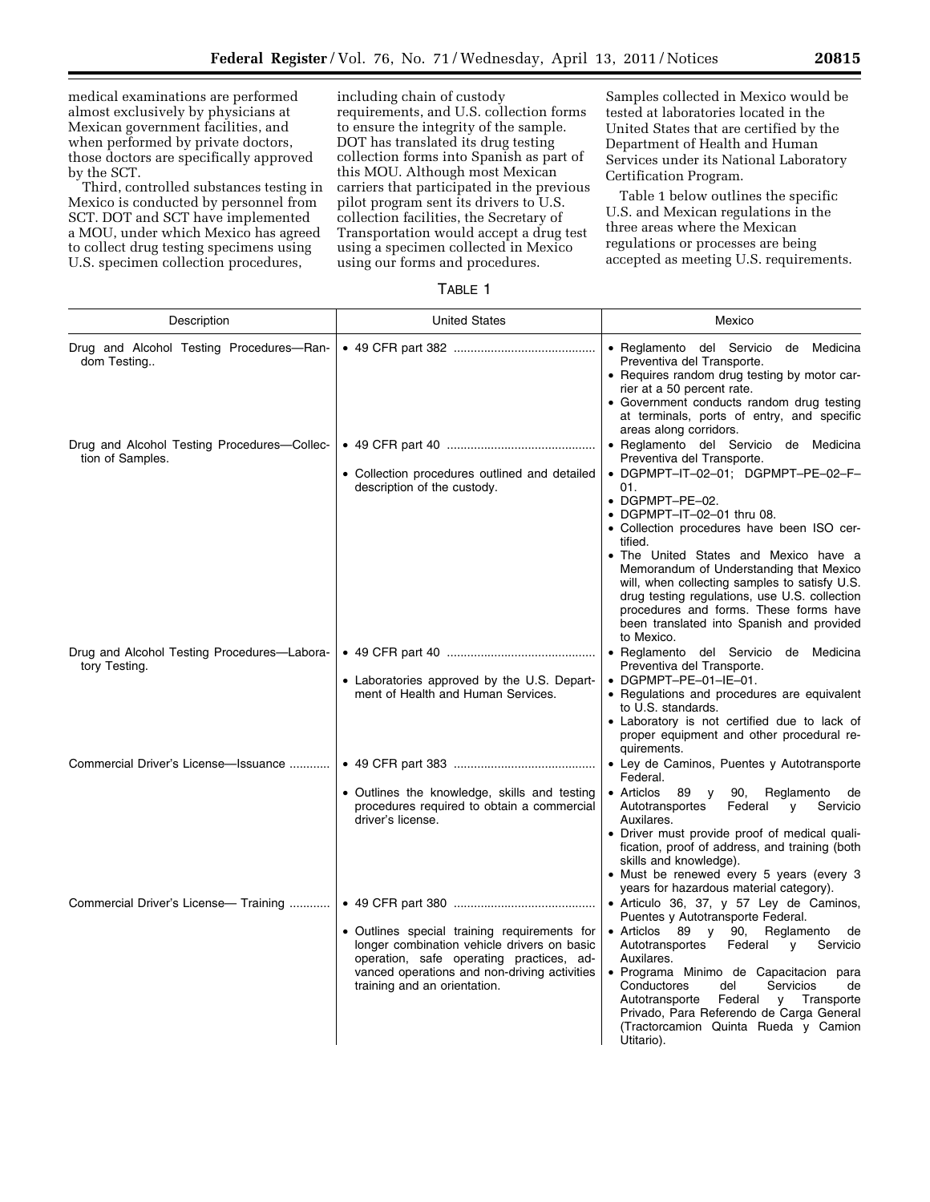medical examinations are performed almost exclusively by physicians at Mexican government facilities, and when performed by private doctors, those doctors are specifically approved by the SCT.

Third, controlled substances testing in Mexico is conducted by personnel from SCT. DOT and SCT have implemented a MOU, under which Mexico has agreed to collect drug testing specimens using U.S. specimen collection procedures, including chain of custody requirements, and U.S. collection forms to ensure the integrity of the sample. DOT has translated its drug testing collection forms into Spanish as part of this MOU. Although most Mexican carriers that participated in the previous pilot program sent its drivers to U.S. collection facilities, the Secretary of Transportation would accept a drug test using a specimen collected in Mexico using our forms and procedures. Samples collected in Mexico would be tested at laboratories located in the United States that are certified by the Department of Health and Human Services under its National Laboratory Certification Program.

Table 1 below outlines the specific U.S. and Mexican regulations in the three areas where the Mexican regulations or processes are being accepted as meeting U.S. requirements.

TABLE 1

| Description | United States | Mexico |
|---|---|---|
| Drug and Alcohol Testing Procedures—Random Testing.. | • 49 CFR part 382 | • Reglamento del Servicio de Medicina Preventiva del Transporte.<br>• Requires random drug testing by motor carrier at a 50 percent rate.<br>• Government conducts random drug testing at terminals, ports of entry, and specific areas along corridors. |
| Drug and Alcohol Testing Procedures—Collection of Samples. | • 49 CFR part 40<br>• Collection procedures outlined and detailed description of the custody. | • Reglamento del Servicio de Medicina Preventiva del Transporte.<br>• DGPMPT–IT–02–01; DGPMPT–PE–02–F–01.<br>• DGPMPT–PE–02.<br>• DGPMPT–IT–02–01 thru 08.<br>• Collection procedures have been ISO certified.<br>• The United States and Mexico have a Memorandum of Understanding that Mexico will, when collecting samples to satisfy U.S. drug testing regulations, use U.S. collection procedures and forms. These forms have been translated into Spanish and provided to Mexico. |
| Drug and Alcohol Testing Procedures—Laboratory Testing. | • 49 CFR part 40<br>• Laboratories approved by the U.S. Department of Health and Human Services. | • Reglamento del Servicio de Medicina Preventiva del Transporte.<br>• DGPMPT–PE–01–IE–01.<br>• Regulations and procedures are equivalent to U.S. standards.<br>• Laboratory is not certified due to lack of proper equipment and other procedural requirements. |
| Commercial Driver's License—Issuance | • 49 CFR part 383<br>• Outlines the knowledge, skills and testing procedures required to obtain a commercial driver's license. | • Ley de Caminos, Puentes y Autotransporte Federal.<br>• Articlos 89 y 90, Reglamento de Autotransportes Federal y Servicio Auxilares.<br>• Driver must provide proof of medical qualification, proof of address, and training (both skills and knowledge).<br>• Must be renewed every 5 years (every 3 years for hazardous material category). |
| Commercial Driver's License— Training | • 49 CFR part 380<br>• Outlines special training requirements for longer combination vehicle drivers on basic operation, safe operating practices, advanced operations and non-driving activities training and an orientation. | • Articulo 36, 37, y 57 Ley de Caminos, Puentes y Autotransporte Federal.<br>• Articlos 89 y 90, Reglamento de Autotransportes Federal y Servicio Auxilares.<br>• Programa Minimo de Capacitacion para Conductores del Servicios de Autotransporte Federal y Transporte Privado, Para Referendo de Carga General (Tractorcamion Quinta Rueda y Camion Utitario). |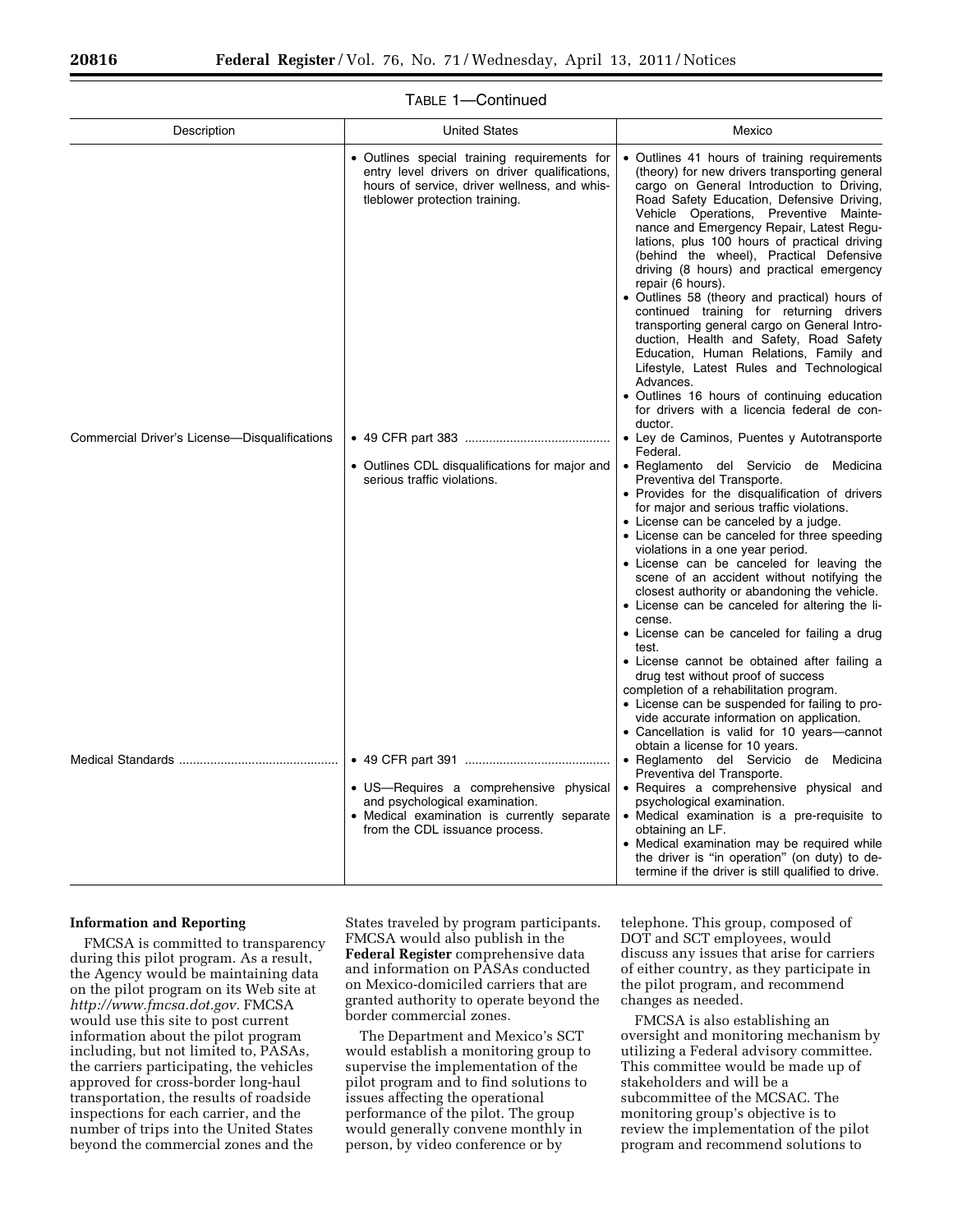TABLE 1—Continued

| Description | United States | Mexico |
| --- | --- | --- |
| | • Outlines special training requirements for entry level drivers on driver qualifications, hours of service, driver wellness, and whistleblower protection training. | • Outlines 41 hours of training requirements (theory) for new drivers transporting general cargo on General Introduction to Driving, Road Safety Education, Defensive Driving, Vehicle Operations, Preventive Maintenance and Emergency Repair, Latest Regulations, plus 100 hours of practical driving (behind the wheel), Practical Defensive driving (8 hours) and practical emergency repair (6 hours).<br>• Outlines 58 (theory and practical) hours of continued training for returning drivers transporting general cargo on General Introduction, Health and Safety, Road Safety Education, Human Relations, Family and Lifestyle, Latest Rules and Technological Advances.<br>• Outlines 16 hours of continuing education for drivers with a licencia federal de conductor. |
| Commercial Driver's License—Disqualifications | • 49 CFR part 383<br>• Outlines CDL disqualifications for major and serious traffic violations. | • Ley de Caminos, Puentes y Autotransporte Federal.<br>• Reglamento del Servicio de Medicina Preventiva del Transporte.<br>• Provides for the disqualification of drivers for major and serious traffic violations.<br>• License can be canceled by a judge.<br>• License can be canceled for three speeding violations in a one year period.<br>• License can be canceled for leaving the scene of an accident without notifying the closest authority or abandoning the vehicle.<br>• License can be canceled for altering the license.<br>• License can be canceled for failing a drug test.<br>• License cannot be obtained after failing a drug test without proof of success completion of a rehabilitation program.<br>• License can be suspended for failing to provide accurate information on application.<br>• Cancellation is valid for 10 years—cannot obtain a license for 10 years. |
| Medical Standards | • 49 CFR part 391<br>• US—Requires a comprehensive physical and psychological examination.<br>• Medical examination is currently separate from the CDL issuance process. | • Reglamento del Servicio de Medicina Preventiva del Transporte.<br>• Requires a comprehensive physical and psychological examination.<br>• Medical examination is a pre-requisite to obtaining an LF.<br>• Medical examination may be required while the driver is "in operation" (on duty) to determine if the driver is still qualified to drive. |

**Information and Reporting**

FMCSA is committed to transparency during this pilot program. As a result, the Agency would be maintaining data on the pilot program on its Web site at *http://www.fmcsa.dot.gov*. FMCSA would use this site to post current information about the pilot program including, but not limited to, PASAs, the carriers participating, the vehicles approved for cross-border long-haul transportation, the results of roadside inspections for each carrier, and the number of trips into the United States beyond the commercial zones and the States traveled by program participants. FMCSA would also publish in the **Federal Register** comprehensive data and information on PASAs conducted on Mexico-domiciled carriers that are granted authority to operate beyond the border commercial zones.

The Department and Mexico's SCT would establish a monitoring group to supervise the implementation of the pilot program and to find solutions to issues affecting the operational performance of the pilot. The group would generally convene monthly in person, by video conference or by telephone. This group, composed of DOT and SCT employees, would discuss any issues that arise for carriers of either country, as they participate in the pilot program, and recommend changes as needed.

FMCSA is also establishing an oversight and monitoring mechanism by utilizing a Federal advisory committee. This committee would be made up of stakeholders and will be a subcommittee of the MCSAC. The monitoring group's objective is to review the implementation of the pilot program and recommend solutions to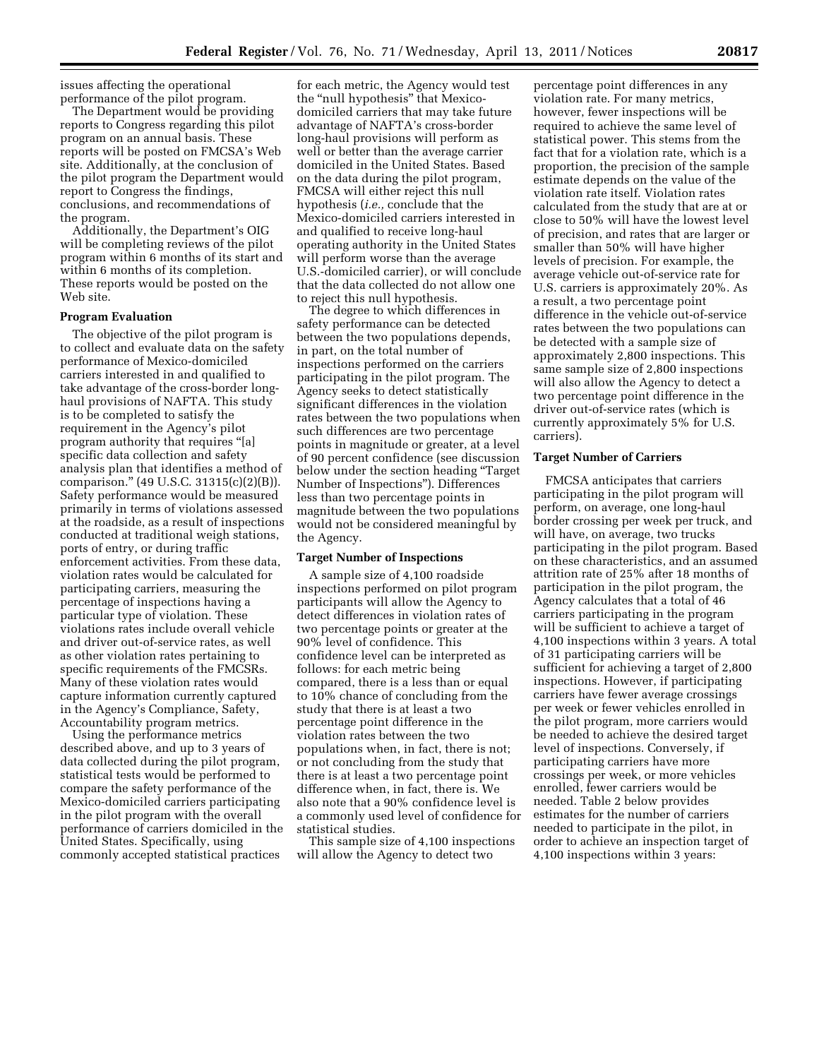issues affecting the operational performance of the pilot program.

The Department would be providing reports to Congress regarding this pilot program on an annual basis. These reports will be posted on FMCSA's Web site. Additionally, at the conclusion of the pilot program the Department would report to Congress the findings, conclusions, and recommendations of the program.

Additionally, the Department's OIG will be completing reviews of the pilot program within 6 months of its start and within 6 months of its completion. These reports would be posted on the Web site.

**Program Evaluation**

The objective of the pilot program is to collect and evaluate data on the safety performance of Mexico-domiciled carriers interested in and qualified to take advantage of the cross-border long-haul provisions of NAFTA. This study is to be completed to satisfy the requirement in the Agency's pilot program authority that requires "[a] specific data collection and safety analysis plan that identifies a method of comparison." (49 U.S.C. 31315(c)(2)(B)). Safety performance would be measured primarily in terms of violations assessed at the roadside, as a result of inspections conducted at traditional weigh stations, ports of entry, or during traffic enforcement activities. From these data, violation rates would be calculated for participating carriers, measuring the percentage of inspections having a particular type of violation. These violations rates include overall vehicle and driver out-of-service rates, as well as other violation rates pertaining to specific requirements of the FMCSRs. Many of these violation rates would capture information currently captured in the Agency's Compliance, Safety, Accountability program metrics.

Using the performance metrics described above, and up to 3 years of data collected during the pilot program, statistical tests would be performed to compare the safety performance of the Mexico-domiciled carriers participating in the pilot program with the overall performance of carriers domiciled in the United States. Specifically, using commonly accepted statistical practices for each metric, the Agency would test the "null hypothesis" that Mexico-domiciled carriers that may take future advantage of NAFTA's cross-border long-haul provisions will perform as well or better than the average carrier domiciled in the United States. Based on the data during the pilot program, FMCSA will either reject this null hypothesis (*i.e.,* conclude that the Mexico-domiciled carriers interested in and qualified to receive long-haul operating authority in the United States will perform worse than the average U.S.-domiciled carrier), or will conclude that the data collected do not allow one to reject this null hypothesis.

The degree to which differences in safety performance can be detected between the two populations depends, in part, on the total number of inspections performed on the carriers participating in the pilot program. The Agency seeks to detect statistically significant differences in the violation rates between the two populations when such differences are two percentage points in magnitude or greater, at a level of 90 percent confidence (see discussion below under the section heading "Target Number of Inspections"). Differences less than two percentage points in magnitude between the two populations would not be considered meaningful by the Agency.

**Target Number of Inspections**

A sample size of 4,100 roadside inspections performed on pilot program participants will allow the Agency to detect differences in violation rates of two percentage points or greater at the 90% level of confidence. This confidence level can be interpreted as follows: for each metric being compared, there is a less than or equal to 10% chance of concluding from the study that there is at least a two percentage point difference in the violation rates between the two populations when, in fact, there is not; or not concluding from the study that there is at least a two percentage point difference when, in fact, there is. We also note that a 90% confidence level is a commonly used level of confidence for statistical studies.

This sample size of 4,100 inspections will allow the Agency to detect two percentage point differences in any violation rate. For many metrics, however, fewer inspections will be required to achieve the same level of statistical power. This stems from the fact that for a violation rate, which is a proportion, the precision of the sample estimate depends on the value of the violation rate itself. Violation rates calculated from the study that are at or close to 50% will have the lowest level of precision, and rates that are larger or smaller than 50% will have higher levels of precision. For example, the average vehicle out-of-service rate for U.S. carriers is approximately 20%. As a result, a two percentage point difference in the vehicle out-of-service rates between the two populations can be detected with a sample size of approximately 2,800 inspections. This same sample size of 2,800 inspections will also allow the Agency to detect a two percentage point difference in the driver out-of-service rates (which is currently approximately 5% for U.S. carriers).

**Target Number of Carriers**

FMCSA anticipates that carriers participating in the pilot program will perform, on average, one long-haul border crossing per week per truck, and will have, on average, two trucks participating in the pilot program. Based on these characteristics, and an assumed attrition rate of 25% after 18 months of participation in the pilot program, the Agency calculates that a total of 46 carriers participating in the program will be sufficient to achieve a target of 4,100 inspections within 3 years. A total of 31 participating carriers will be sufficient for achieving a target of 2,800 inspections. However, if participating carriers have fewer average crossings per week or fewer vehicles enrolled in the pilot program, more carriers would be needed to achieve the desired target level of inspections. Conversely, if participating carriers have more crossings per week, or more vehicles enrolled, fewer carriers would be needed. Table 2 below provides estimates for the number of carriers needed to participate in the pilot, in order to achieve an inspection target of 4,100 inspections within 3 years: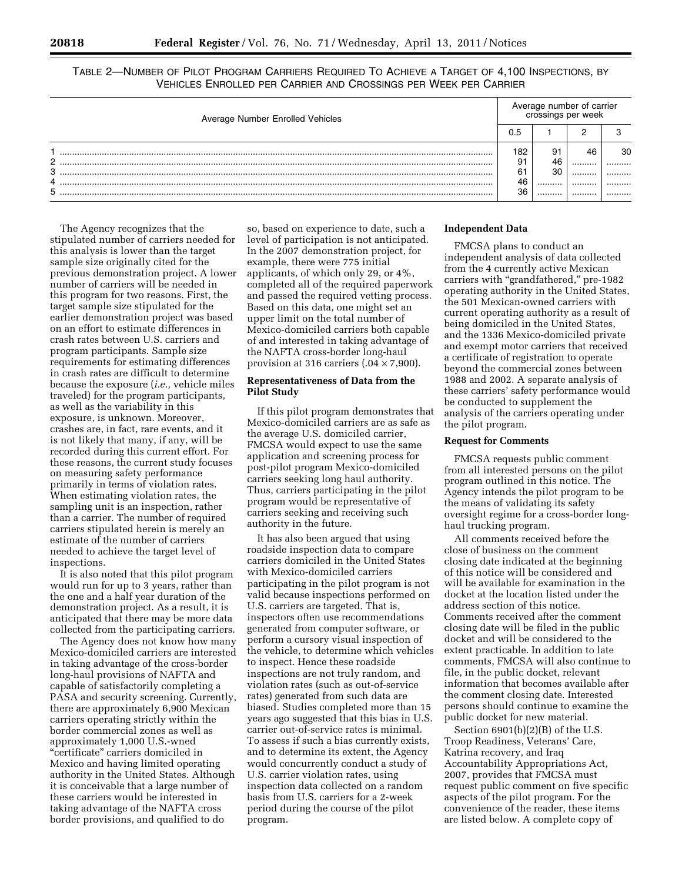TABLE 2—NUMBER OF PILOT PROGRAM CARRIERS REQUIRED TO ACHIEVE A TARGET OF 4,100 INSPECTIONS, BY VEHICLES ENROLLED PER CARRIER AND CROSSINGS PER WEEK PER CARRIER

| Average Number Enrolled Vehicles | Average number of carrier crossings per week | | | |
|---|---|---|---|---|
| | 0.5 | 1 | 2 | 3 |
| 1 | 182 | 91 | 46 | 30 |
| 2 | 91 | 46 | .......... | .......... |
| 3 | 61 | 30 | .......... | .......... |
| 4 | 46 | .......... | .......... | .......... |
| 5 | 36 | .......... | .......... | .......... |

The Agency recognizes that the stipulated number of carriers needed for this analysis is lower than the target sample size originally cited for the previous demonstration project. A lower number of carriers will be needed in this program for two reasons. First, the target sample size stipulated for the earlier demonstration project was based on an effort to estimate differences in crash rates between U.S. carriers and program participants. Sample size requirements for estimating differences in crash rates are difficult to determine because the exposure (*i.e.,* vehicle miles traveled) for the program participants, as well as the variability in this exposure, is unknown. Moreover, crashes are, in fact, rare events, and it is not likely that many, if any, will be recorded during this current effort. For these reasons, the current study focuses on measuring safety performance primarily in terms of violation rates. When estimating violation rates, the sampling unit is an inspection, rather than a carrier. The number of required carriers stipulated herein is merely an estimate of the number of carriers needed to achieve the target level of inspections.

It is also noted that this pilot program would run for up to 3 years, rather than the one and a half year duration of the demonstration project. As a result, it is anticipated that there may be more data collected from the participating carriers.

The Agency does not know how many Mexico-domiciled carriers are interested in taking advantage of the cross-border long-haul provisions of NAFTA and capable of satisfactorily completing a PASA and security screening. Currently, there are approximately 6,900 Mexican carriers operating strictly within the border commercial zones as well as approximately 1,000 U.S.-wned "certificate" carriers domiciled in Mexico and having limited operating authority in the United States. Although it is conceivable that a large number of these carriers would be interested in taking advantage of the NAFTA cross border provisions, and qualified to do so, based on experience to date, such a level of participation is not anticipated. In the 2007 demonstration project, for example, there were 775 initial applicants, of which only 29, or 4%, completed all of the required paperwork and passed the required vetting process. Based on this data, one might set an upper limit on the total number of Mexico-domiciled carriers both capable of and interested in taking advantage of the NAFTA cross-border long-haul provision at 316 carriers ($.04 \times 7{,}900$).

**Representativeness of Data from the Pilot Study**

If this pilot program demonstrates that Mexico-domiciled carriers are as safe as the average U.S. domiciled carrier, FMCSA would expect to use the same application and screening process for post-pilot program Mexico-domiciled carriers seeking long haul authority. Thus, carriers participating in the pilot program would be representative of carriers seeking and receiving such authority in the future.

It has also been argued that using roadside inspection data to compare carriers domiciled in the United States with Mexico-domiciled carriers participating in the pilot program is not valid because inspections performed on U.S. carriers are targeted. That is, inspectors often use recommendations generated from computer software, or perform a cursory visual inspection of the vehicle, to determine which vehicles to inspect. Hence these roadside inspections are not truly random, and violation rates (such as out-of-service rates) generated from such data are biased. Studies completed more than 15 years ago suggested that this bias in U.S. carrier out-of-service rates is minimal. To assess if such a bias currently exists, and to determine its extent, the Agency would concurrently conduct a study of U.S. carrier violation rates, using inspection data collected on a random basis from U.S. carriers for a 2-week period during the course of the pilot program.

**Independent Data**

FMCSA plans to conduct an independent analysis of data collected from the 4 currently active Mexican carriers with "grandfathered," pre-1982 operating authority in the United States, the 501 Mexican-owned carriers with current operating authority as a result of being domiciled in the United States, and the 1336 Mexico-domiciled private and exempt motor carriers that received a certificate of registration to operate beyond the commercial zones between 1988 and 2002. A separate analysis of these carriers' safety performance would be conducted to supplement the analysis of the carriers operating under the pilot program.

**Request for Comments**

FMCSA requests public comment from all interested persons on the pilot program outlined in this notice. The Agency intends the pilot program to be the means of validating its safety oversight regime for a cross-border long-haul trucking program.

All comments received before the close of business on the comment closing date indicated at the beginning of this notice will be considered and will be available for examination in the docket at the location listed under the address section of this notice. Comments received after the comment closing date will be filed in the public docket and will be considered to the extent practicable. In addition to late comments, FMCSA will also continue to file, in the public docket, relevant information that becomes available after the comment closing date. Interested persons should continue to examine the public docket for new material.

Section 6901(b)(2)(B) of the U.S. Troop Readiness, Veterans' Care, Katrina recovery, and Iraq Accountability Appropriations Act, 2007, provides that FMCSA must request public comment on five specific aspects of the pilot program. For the convenience of the reader, these items are listed below. A complete copy of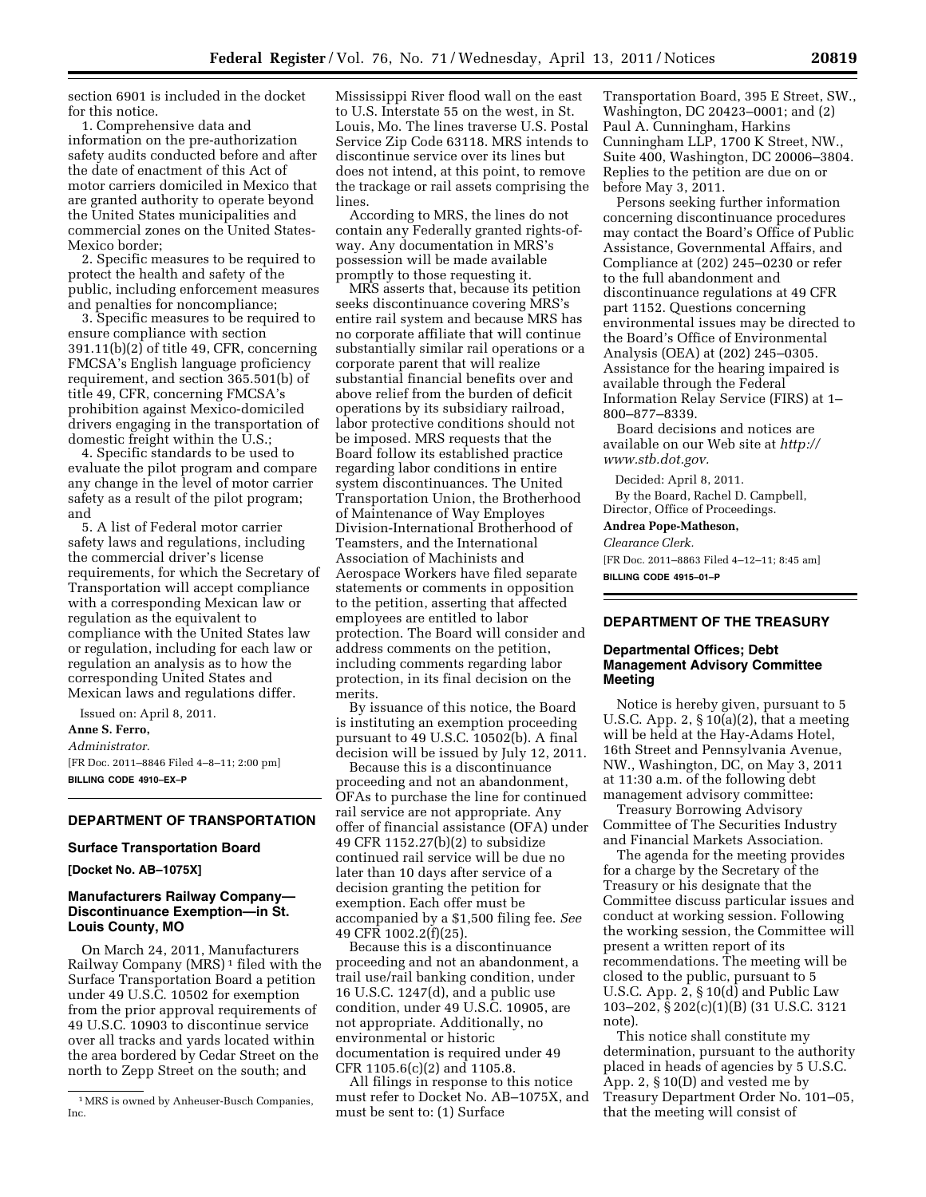section 6901 is included in the docket for this notice.

1. Comprehensive data and information on the pre-authorization safety audits conducted before and after the date of enactment of this Act of motor carriers domiciled in Mexico that are granted authority to operate beyond the United States municipalities and commercial zones on the United States-Mexico border;

2. Specific measures to be required to protect the health and safety of the public, including enforcement measures and penalties for noncompliance;

3. Specific measures to be required to ensure compliance with section 391.11(b)(2) of title 49, CFR, concerning FMCSA's English language proficiency requirement, and section 365.501(b) of title 49, CFR, concerning FMCSA's prohibition against Mexico-domiciled drivers engaging in the transportation of domestic freight within the U.S.;

4. Specific standards to be used to evaluate the pilot program and compare any change in the level of motor carrier safety as a result of the pilot program; and

5. A list of Federal motor carrier safety laws and regulations, including the commercial driver's license requirements, for which the Secretary of Transportation will accept compliance with a corresponding Mexican law or regulation as the equivalent to compliance with the United States law or regulation, including for each law or regulation an analysis as to how the corresponding United States and Mexican laws and regulations differ.

Issued on: April 8, 2011.

**Anne S. Ferro,**

*Administrator.*

[FR Doc. 2011–8846 Filed 4–8–11; 2:00 pm]

**BILLING CODE 4910–EX–P**

## DEPARTMENT OF TRANSPORTATION

### Surface Transportation Board

**[Docket No. AB–1075X]**

### Manufacturers Railway Company—Discontinuance Exemption—in St. Louis County, MO

On March 24, 2011, Manufacturers Railway Company (MRS)[1] filed with the Surface Transportation Board a petition under 49 U.S.C. 10502 for exemption from the prior approval requirements of 49 U.S.C. 10903 to discontinue service over all tracks and yards located within the area bordered by Cedar Street on the north to Zepp Street on the south; and Mississippi River flood wall on the east to U.S. Interstate 55 on the west, in St. Louis, Mo. The lines traverse U.S. Postal Service Zip Code 63118. MRS intends to discontinue service over its lines but does not intend, at this point, to remove the trackage or rail assets comprising the lines.

According to MRS, the lines do not contain any Federally granted rights-of-way. Any documentation in MRS's possession will be made available promptly to those requesting it.

MRS asserts that, because its petition seeks discontinuance covering MRS's entire rail system and because MRS has no corporate affiliate that will continue substantially similar rail operations or a corporate parent that will realize substantial financial benefits over and above relief from the burden of deficit operations by its subsidiary railroad, labor protective conditions should not be imposed. MRS requests that the Board follow its established practice regarding labor conditions in entire system discontinuances. The United Transportation Union, the Brotherhood of Maintenance of Way Employes Division-International Brotherhood of Teamsters, and the International Association of Machinists and Aerospace Workers have filed separate statements or comments in opposition to the petition, asserting that affected employees are entitled to labor protection. The Board will consider and address comments on the petition, including comments regarding labor protection, in its final decision on the merits.

By issuance of this notice, the Board is instituting an exemption proceeding pursuant to 49 U.S.C. 10502(b). A final decision will be issued by July 12, 2011.

Because this is a discontinuance proceeding and not an abandonment, OFAs to purchase the line for continued rail service are not appropriate. Any offer of financial assistance (OFA) under 49 CFR 1152.27(b)(2) to subsidize continued rail service will be due no later than 10 days after service of a decision granting the petition for exemption. Each offer must be accompanied by a $1,500 filing fee. *See* 49 CFR 1002.2(f)(25).

Because this is a discontinuance proceeding and not an abandonment, a trail use/rail banking condition, under 16 U.S.C. 1247(d), and a public use condition, under 49 U.S.C. 10905, are not appropriate. Additionally, no environmental or historic documentation is required under 49 CFR 1105.6(c)(2) and 1105.8.

All filings in response to this notice must refer to Docket No. AB–1075X, and must be sent to: (1) Surface Transportation Board, 395 E Street, SW., Washington, DC 20423–0001; and (2) Paul A. Cunningham, Harkins Cunningham LLP, 1700 K Street, NW., Suite 400, Washington, DC 20006–3804. Replies to the petition are due on or before May 3, 2011.

Persons seeking further information concerning discontinuance procedures may contact the Board's Office of Public Assistance, Governmental Affairs, and Compliance at (202) 245–0230 or refer to the full abandonment and discontinuance regulations at 49 CFR part 1152. Questions concerning environmental issues may be directed to the Board's Office of Environmental Analysis (OEA) at (202) 245–0305. Assistance for the hearing impaired is available through the Federal Information Relay Service (FIRS) at 1–800–877–8339.

Board decisions and notices are available on our Web site at *http://www.stb.dot.gov.*

Decided: April 8, 2011.

By the Board, Rachel D. Campbell, Director, Office of Proceedings.

**Andrea Pope-Matheson,**

*Clearance Clerk.*

[FR Doc. 2011–8863 Filed 4–12–11; 8:45 am]

**BILLING CODE 4915–01–P**

[1] MRS is owned by Anheuser-Busch Companies, Inc.

## DEPARTMENT OF THE TREASURY

### Departmental Offices; Debt Management Advisory Committee Meeting

Notice is hereby given, pursuant to 5 U.S.C. App. 2, § 10(a)(2), that a meeting will be held at the Hay-Adams Hotel, 16th Street and Pennsylvania Avenue, NW., Washington, DC, on May 3, 2011 at 11:30 a.m. of the following debt management advisory committee:

Treasury Borrowing Advisory Committee of The Securities Industry and Financial Markets Association.

The agenda for the meeting provides for a charge by the Secretary of the Treasury or his designate that the Committee discuss particular issues and conduct at working session. Following the working session, the Committee will present a written report of its recommendations. The meeting will be closed to the public, pursuant to 5 U.S.C. App. 2, § 10(d) and Public Law 103–202, § 202(c)(1)(B) (31 U.S.C. 3121 note).

This notice shall constitute my determination, pursuant to the authority placed in heads of agencies by 5 U.S.C. App. 2, § 10(D) and vested me by Treasury Department Order No. 101–05, that the meeting will consist of